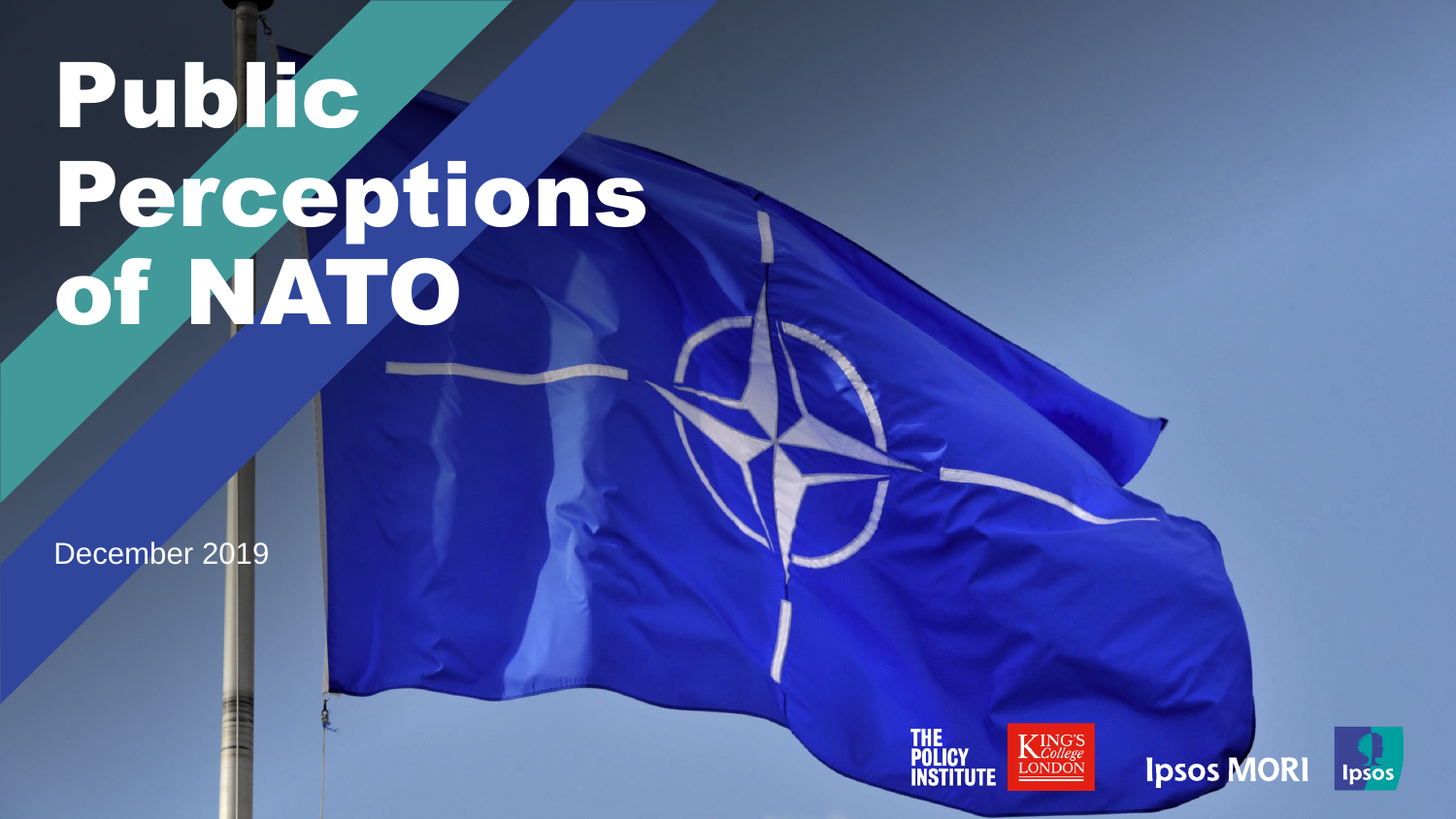# Public Perceptions of NATO

December 2019

THE POLICY INSTITUTE

KING'S College LONDON

Ipsos MORI

Ipsos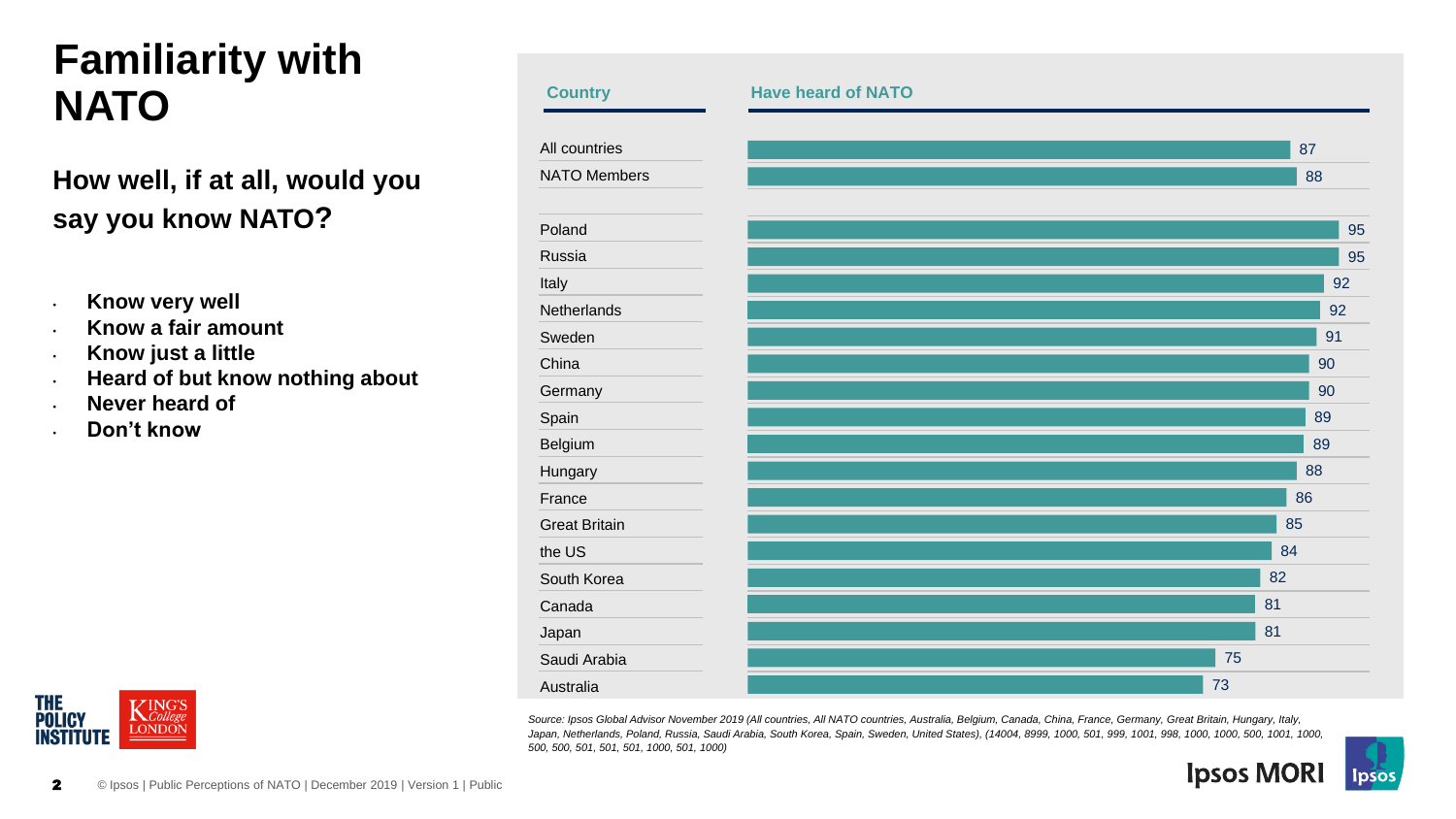# Familiarity with NATO

**How well, if at all, would you say you know NATO?**

- **Know very well**
- **Know a fair amount**
- **Know just a little**
- **Heard of but know nothing about**
- **Never heard of**
- **Don't know**

| Country | Have heard of NATO |
|---|---|
| All countries | 87 |
| NATO Members | 88 |
| Poland | 95 |
| Russia | 95 |
| Italy | 92 |
| Netherlands | 92 |
| Sweden | 91 |
| China | 90 |
| Germany | 90 |
| Spain | 89 |
| Belgium | 89 |
| Hungary | 88 |
| France | 86 |
| Great Britain | 85 |
| the US | 84 |
| South Korea | 82 |
| Canada | 81 |
| Japan | 81 |
| Saudi Arabia | 75 |
| Australia | 73 |

*Source: Ipsos Global Advisor November 2019 (All countries, All NATO countries, Australia, Belgium, Canada, China, France, Germany, Great Britain, Hungary, Italy, Japan, Netherlands, Poland, Russia, Saudi Arabia, South Korea, Spain, Sweden, United States), (14004, 8999, 1000, 501, 999, 1001, 998, 1000, 1000, 500, 1001, 1000, 500, 500, 501, 501, 501, 1000, 501, 1000)*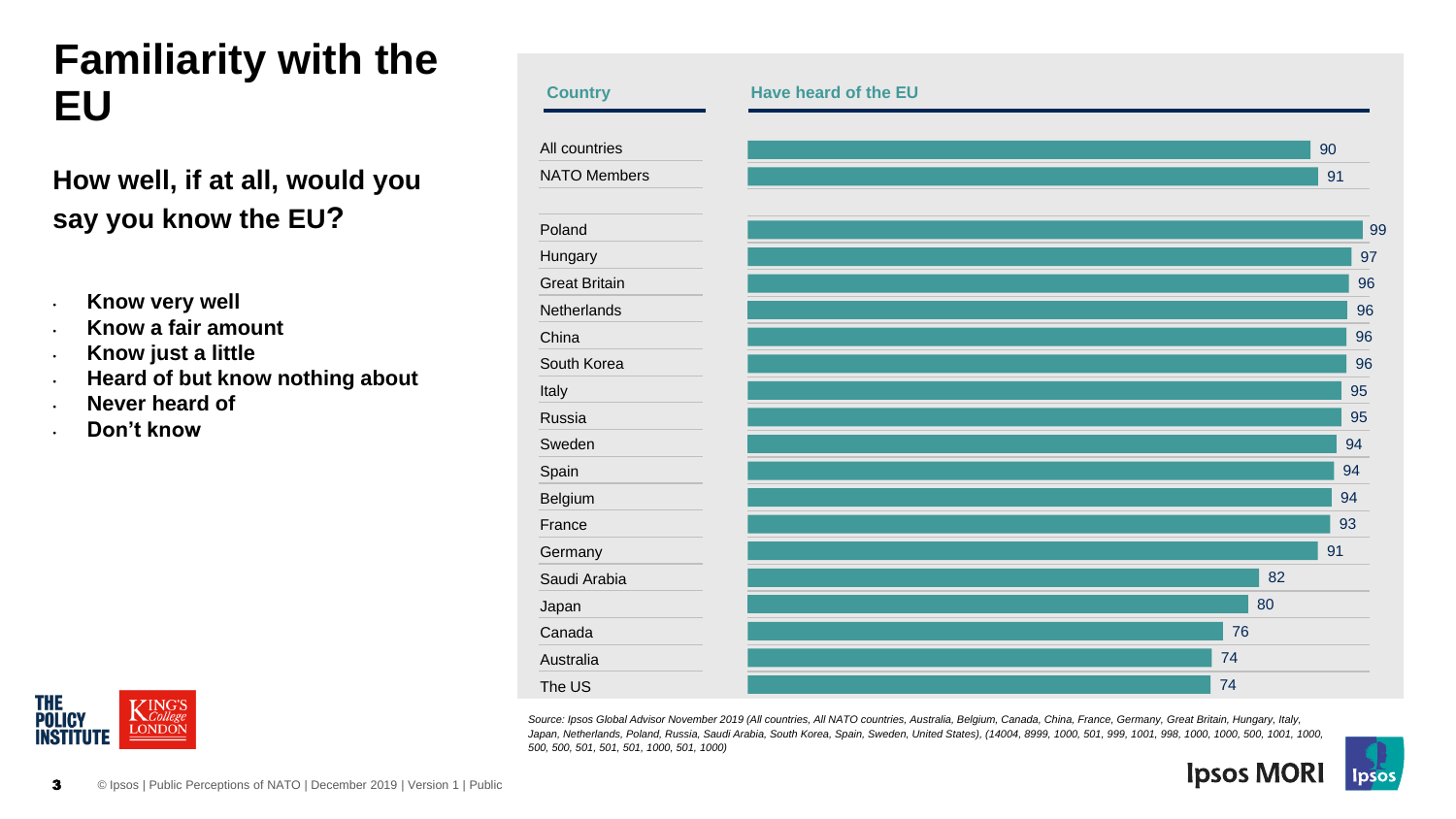# Familiarity with the EU

**How well, if at all, would you say you know the EU?**

- **Know very well**
- **Know a fair amount**
- **Know just a little**
- **Heard of but know nothing about**
- **Never heard of**
- **Don't know**

| Country | Have heard of the EU |
|---|---|
| All countries | 90 |
| NATO Members | 91 |
| Poland | 99 |
| Hungary | 97 |
| Great Britain | 96 |
| Netherlands | 96 |
| China | 96 |
| South Korea | 96 |
| Italy | 95 |
| Russia | 95 |
| Sweden | 94 |
| Spain | 94 |
| Belgium | 94 |
| France | 93 |
| Germany | 91 |
| Saudi Arabia | 82 |
| Japan | 80 |
| Canada | 76 |
| Australia | 74 |
| The US | 74 |

*Source: Ipsos Global Advisor November 2019 (All countries, All NATO countries, Australia, Belgium, Canada, China, France, Germany, Great Britain, Hungary, Italy, Japan, Netherlands, Poland, Russia, Saudi Arabia, South Korea, Spain, Sweden, United States), (14004, 8999, 1000, 501, 999, 1001, 998, 1000, 1000, 500, 1001, 1000, 500, 500, 501, 501, 501, 1000, 501, 1000)*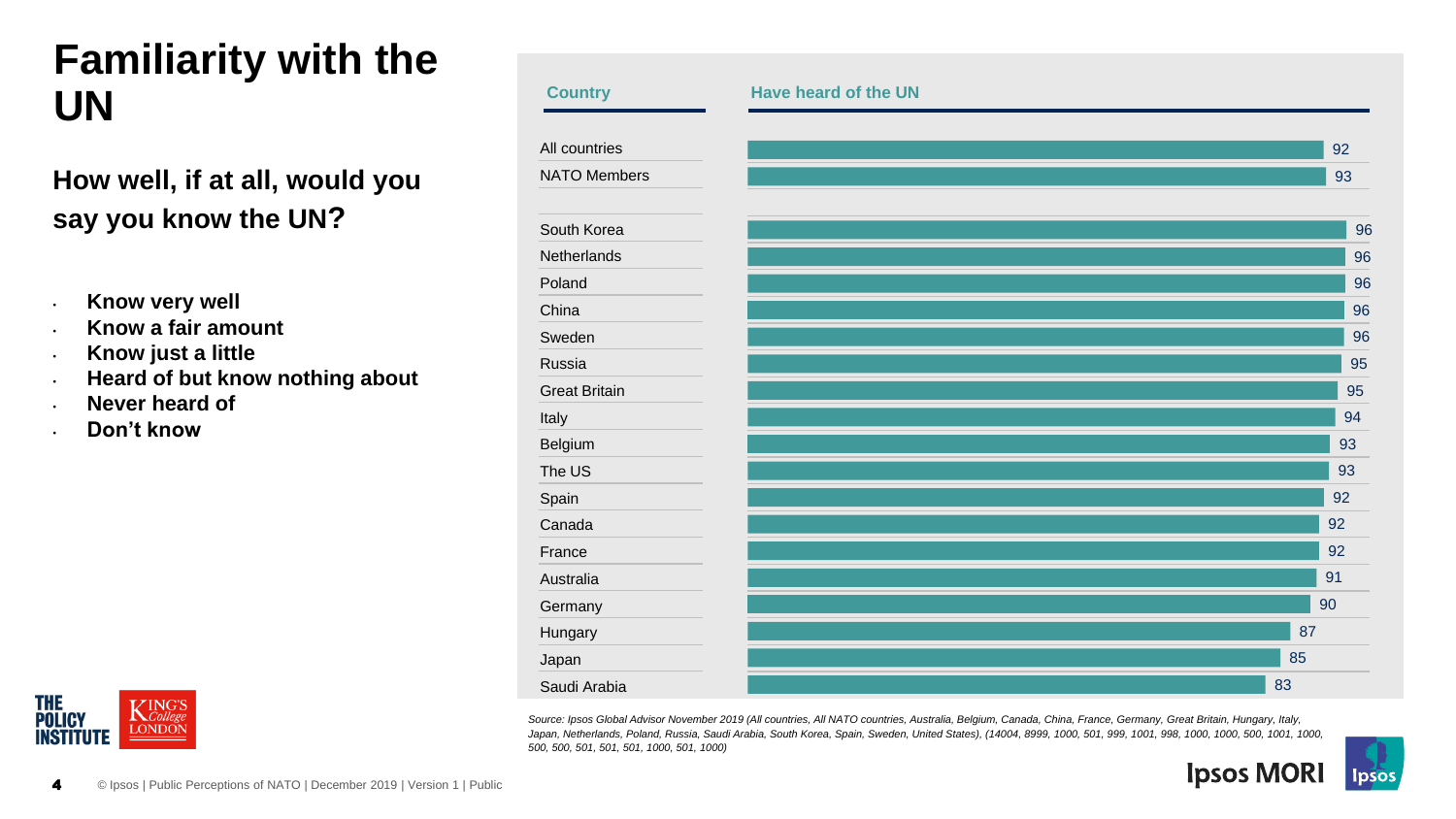# Familiarity with the UN

**How well, if at all, would you say you know the UN?**

- **Know very well**
- **Know a fair amount**
- **Know just a little**
- **Heard of but know nothing about**
- **Never heard of**
- **Don't know**

| Country | Have heard of the UN |
|---|---|
| All countries | 92 |
| NATO Members | 93 |
| South Korea | 96 |
| Netherlands | 96 |
| Poland | 96 |
| China | 96 |
| Sweden | 96 |
| Russia | 95 |
| Great Britain | 95 |
| Italy | 94 |
| Belgium | 93 |
| The US | 93 |
| Spain | 92 |
| Canada | 92 |
| France | 92 |
| Australia | 91 |
| Germany | 90 |
| Hungary | 87 |
| Japan | 85 |
| Saudi Arabia | 83 |

*Source: Ipsos Global Advisor November 2019 (All countries, All NATO countries, Australia, Belgium, Canada, China, France, Germany, Great Britain, Hungary, Italy, Japan, Netherlands, Poland, Russia, Saudi Arabia, South Korea, Spain, Sweden, United States), (14004, 8999, 1000, 501, 999, 1001, 998, 1000, 1000, 500, 1001, 1000, 500, 500, 501, 501, 501, 1000, 501, 1000)*

© Ipsos | Public Perceptions of NATO | December 2019 | Version 1 | Public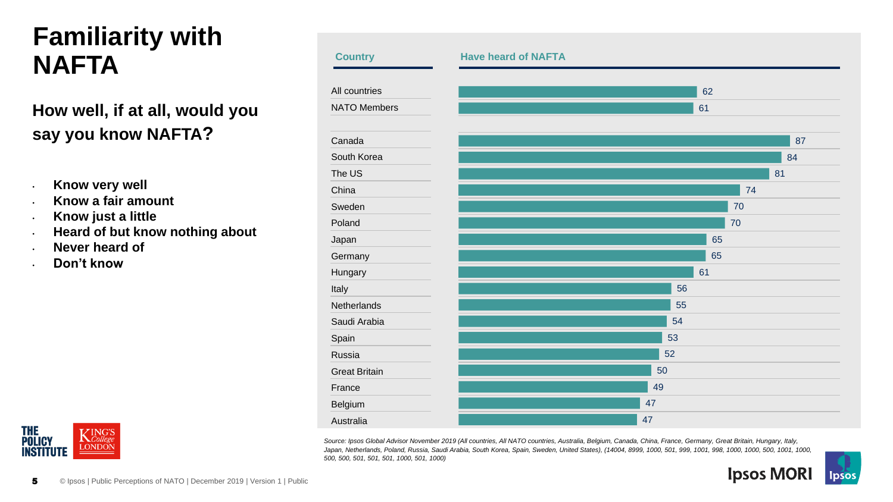# Familiarity with NAFTA

**How well, if at all, would you say you know NAFTA?**

- **Know very well**
- **Know a fair amount**
- **Know just a little**
- **Heard of but know nothing about**
- **Never heard of**
- **Don't know**

| Country | Have heard of NAFTA |
|---|---|
| All countries | 62 |
| NATO Members | 61 |
| Canada | 87 |
| South Korea | 84 |
| The US | 81 |
| China | 74 |
| Sweden | 70 |
| Poland | 70 |
| Japan | 65 |
| Germany | 65 |
| Hungary | 61 |
| Italy | 56 |
| Netherlands | 55 |
| Saudi Arabia | 54 |
| Spain | 53 |
| Russia | 52 |
| Great Britain | 50 |
| France | 49 |
| Belgium | 47 |
| Australia | 47 |

*Source: Ipsos Global Advisor November 2019 (All countries, All NATO countries, Australia, Belgium, Canada, China, France, Germany, Great Britain, Hungary, Italy, Japan, Netherlands, Poland, Russia, Saudi Arabia, South Korea, Spain, Sweden, United States), (14004, 8999, 1000, 501, 999, 1001, 998, 1000, 1000, 500, 1001, 1000, 500, 500, 501, 501, 501, 1000, 501, 1000)*

© Ipsos | Public Perceptions of NATO | December 2019 | Version 1 | Public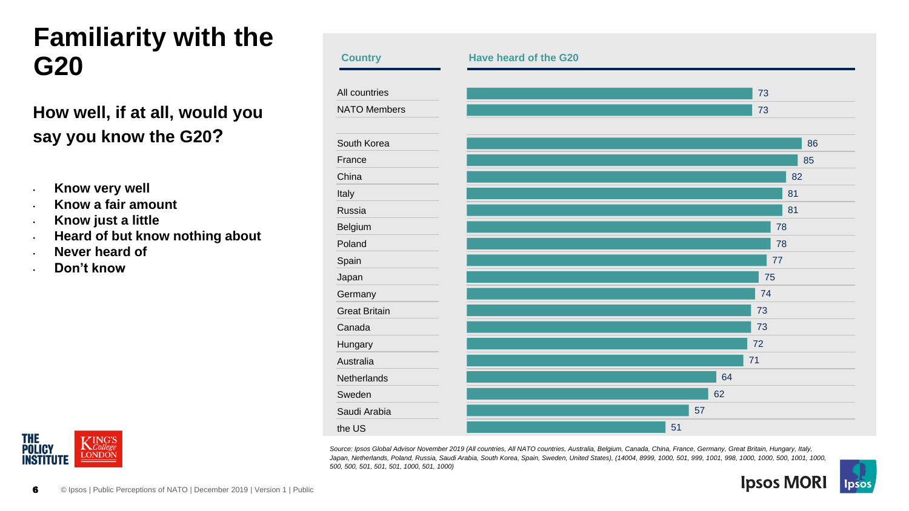# Familiarity with the G20

**How well, if at all, would you say you know the G20?**

- **Know very well**
- **Know a fair amount**
- **Know just a little**
- **Heard of but know nothing about**
- **Never heard of**
- **Don't know**

| Country | Have heard of the G20 |
|---|---|
| All countries | 73 |
| NATO Members | 73 |
| South Korea | 86 |
| France | 85 |
| China | 82 |
| Italy | 81 |
| Russia | 81 |
| Belgium | 78 |
| Poland | 78 |
| Spain | 77 |
| Japan | 75 |
| Germany | 74 |
| Great Britain | 73 |
| Canada | 73 |
| Hungary | 72 |
| Australia | 71 |
| Netherlands | 64 |
| Sweden | 62 |
| Saudi Arabia | 57 |
| the US | 51 |

*Source: Ipsos Global Advisor November 2019 (All countries, All NATO countries, Australia, Belgium, Canada, China, France, Germany, Great Britain, Hungary, Italy, Japan, Netherlands, Poland, Russia, Saudi Arabia, South Korea, Spain, Sweden, United States), (14004, 8999, 1000, 501, 999, 1001, 998, 1000, 1000, 500, 1001, 1000, 500, 500, 501, 501, 501, 1000, 501, 1000)*

© Ipsos | Public Perceptions of NATO | December 2019 | Version 1 | Public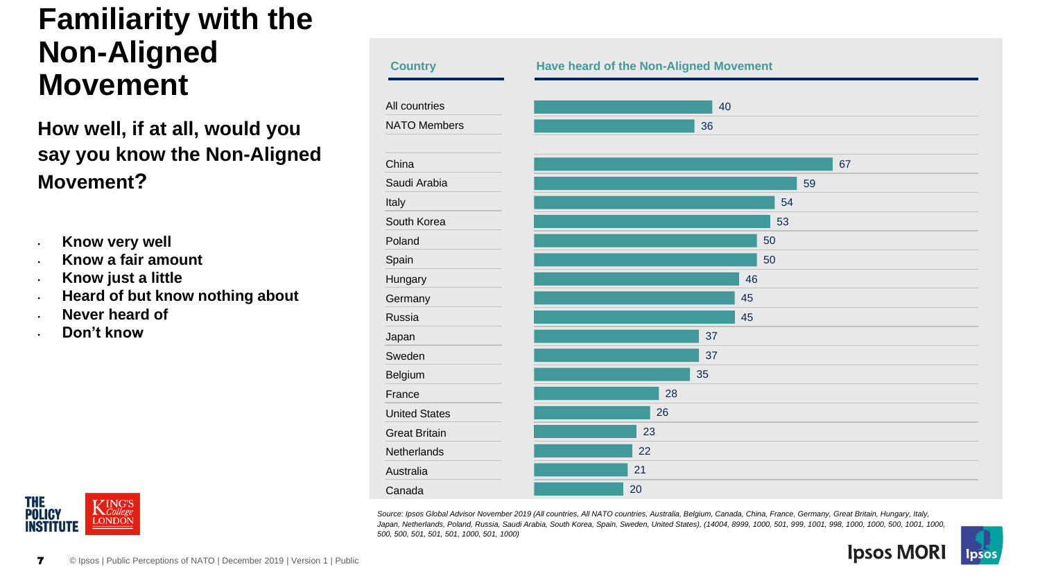# Familiarity with the Non-Aligned Movement

**How well, if at all, would you say you know the Non-Aligned Movement?**

- **Know very well**
- **Know a fair amount**
- **Know just a little**
- **Heard of but know nothing about**
- **Never heard of**
- **Don't know**

| Country | Have heard of the Non-Aligned Movement |
|---|---|
| All countries | 40 |
| NATO Members | 36 |
| China | 67 |
| Saudi Arabia | 59 |
| Italy | 54 |
| South Korea | 53 |
| Poland | 50 |
| Spain | 50 |
| Hungary | 46 |
| Germany | 45 |
| Russia | 45 |
| Japan | 37 |
| Sweden | 37 |
| Belgium | 35 |
| France | 28 |
| United States | 26 |
| Great Britain | 23 |
| Netherlands | 22 |
| Australia | 21 |
| Canada | 20 |

*Source: Ipsos Global Advisor November 2019 (All countries, All NATO countries, Australia, Belgium, Canada, China, France, Germany, Great Britain, Hungary, Italy, Japan, Netherlands, Poland, Russia, Saudi Arabia, South Korea, Spain, Sweden, United States), (14004, 8999, 1000, 501, 999, 1001, 998, 1000, 1000, 500, 1001, 1000, 500, 500, 501, 501, 501, 1000, 501, 1000)*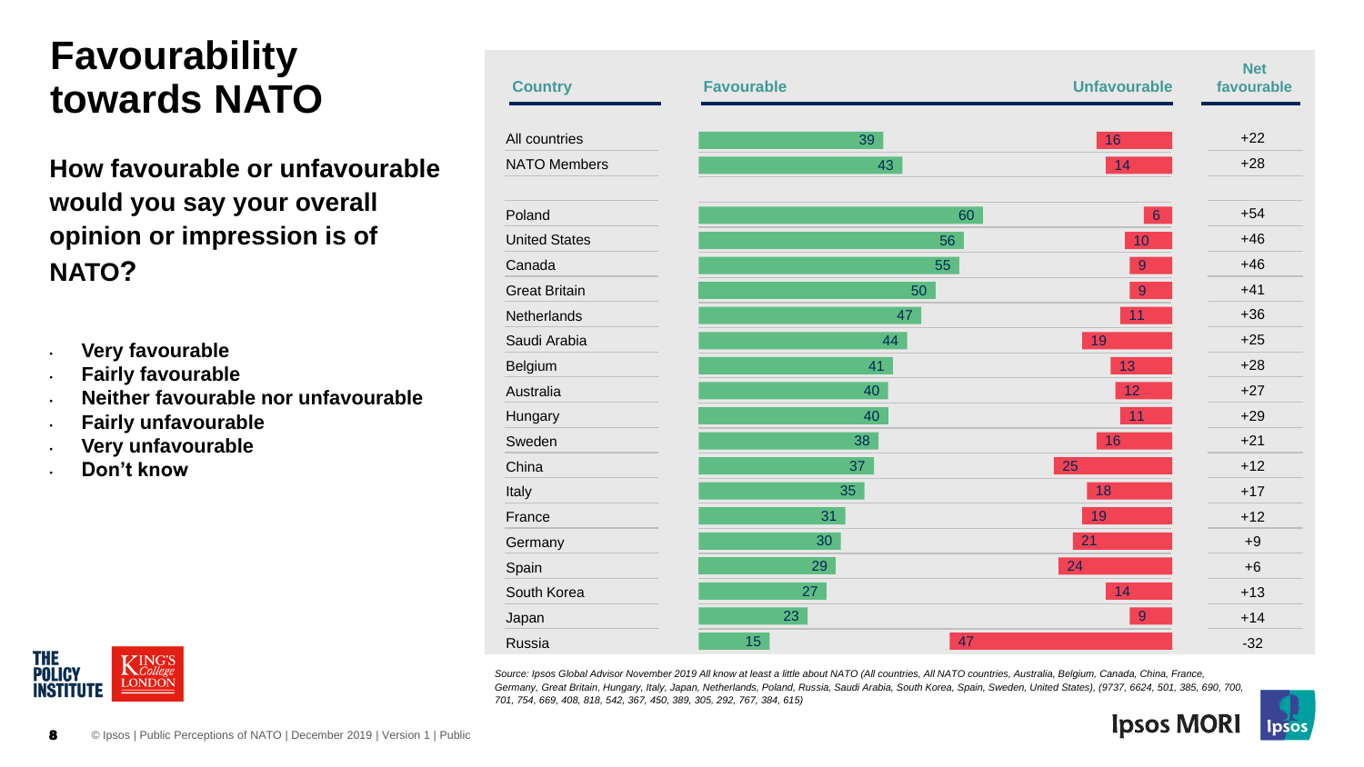# Favourability towards NATO

**How favourable or unfavourable would you say your overall opinion or impression is of NATO?**

- **Very favourable**
- **Fairly favourable**
- **Neither favourable nor unfavourable**
- **Fairly unfavourable**
- **Very unfavourable**
- **Don't know**

| Country | Favourable | Unfavourable | Net favourable |
|---|---|---|---|
| All countries | 39 | 16 | +22 |
| NATO Members | 43 | 14 | +28 |
| Poland | 60 | 6 | +54 |
| United States | 56 | 10 | +46 |
| Canada | 55 | 9 | +46 |
| Great Britain | 50 | 9 | +41 |
| Netherlands | 47 | 11 | +36 |
| Saudi Arabia | 44 | 19 | +25 |
| Belgium | 41 | 13 | +28 |
| Australia | 40 | 12 | +27 |
| Hungary | 40 | 11 | +29 |
| Sweden | 38 | 16 | +21 |
| China | 37 | 25 | +12 |
| Italy | 35 | 18 | +17 |
| France | 31 | 19 | +12 |
| Germany | 30 | 21 | +9 |
| Spain | 29 | 24 | +6 |
| South Korea | 27 | 14 | +13 |
| Japan | 23 | 9 | +14 |
| Russia | 15 | 47 | -32 |

*Source: Ipsos Global Advisor November 2019 All know at least a little about NATO (All countries, All NATO countries, Australia, Belgium, Canada, China, France, Germany, Great Britain, Hungary, Italy, Japan, Netherlands, Poland, Russia, Saudi Arabia, South Korea, Spain, Sweden, United States), (9737, 6624, 501, 385, 690, 700, 701, 754, 669, 408, 818, 542, 367, 450, 389, 305, 292, 767, 384, 615)*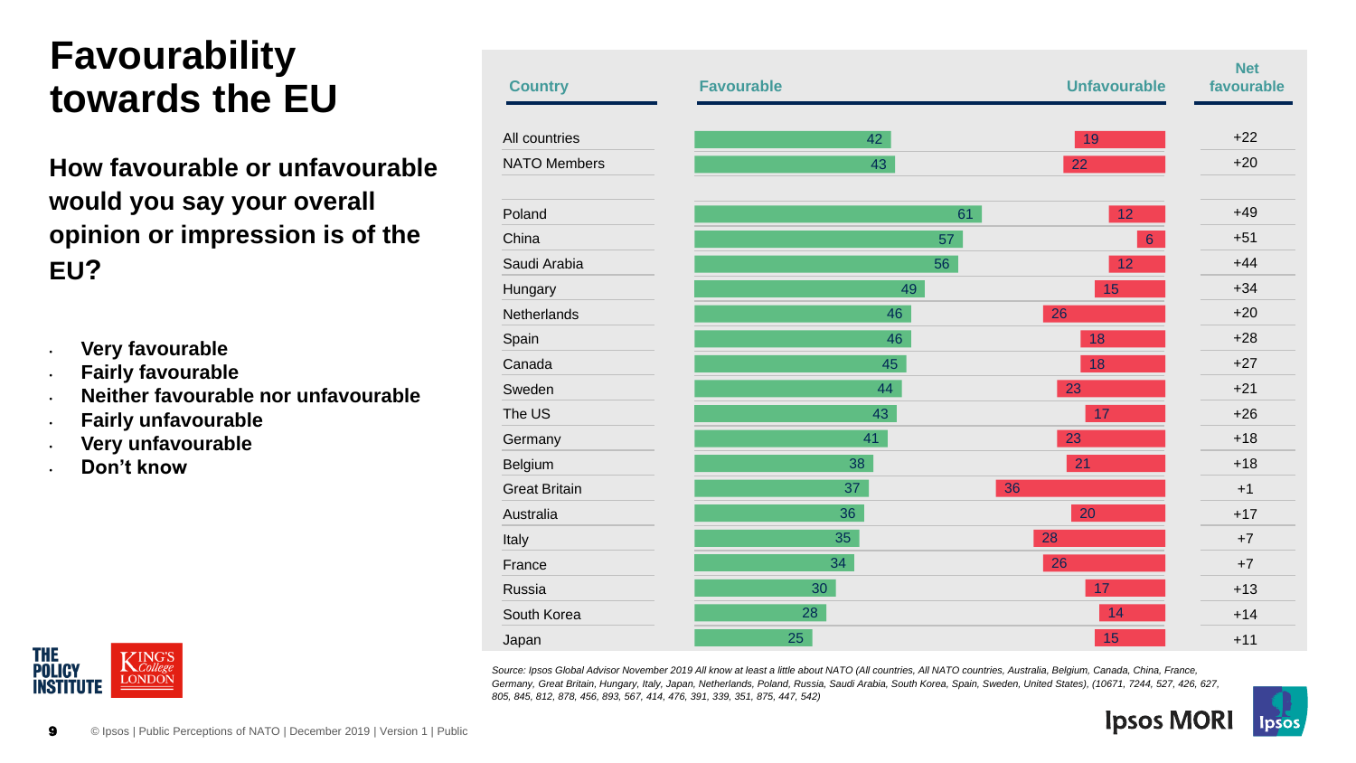# Favourability towards the EU

**How favourable or unfavourable would you say your overall opinion or impression is of the EU?**

- **Very favourable**
- **Fairly favourable**
- **Neither favourable nor unfavourable**
- **Fairly unfavourable**
- **Very unfavourable**
- **Don't know**

| Country | Favourable | Unfavourable | Net favourable |
|---|---|---|---|
| All countries | 42 | 19 | +22 |
| NATO Members | 43 | 22 | +20 |
| Poland | 61 | 12 | +49 |
| China | 57 | 6 | +51 |
| Saudi Arabia | 56 | 12 | +44 |
| Hungary | 49 | 15 | +34 |
| Netherlands | 46 | 26 | +20 |
| Spain | 46 | 18 | +28 |
| Canada | 45 | 18 | +27 |
| Sweden | 44 | 23 | +21 |
| The US | 43 | 17 | +26 |
| Germany | 41 | 23 | +18 |
| Belgium | 38 | 21 | +18 |
| Great Britain | 37 | 36 | +1 |
| Australia | 36 | 20 | +17 |
| Italy | 35 | 28 | +7 |
| France | 34 | 26 | +7 |
| Russia | 30 | 17 | +13 |
| South Korea | 28 | 14 | +14 |
| Japan | 25 | 15 | +11 |

*Source: Ipsos Global Advisor November 2019 All know at least a little about NATO (All countries, All NATO countries, Australia, Belgium, Canada, China, France, Germany, Great Britain, Hungary, Italy, Japan, Netherlands, Poland, Russia, Saudi Arabia, South Korea, Spain, Sweden, United States), (10671, 7244, 527, 426, 627, 805, 845, 812, 878, 456, 893, 567, 414, 476, 391, 339, 351, 875, 447, 542)*

© Ipsos | Public Perceptions of NATO | December 2019 | Version 1 | Public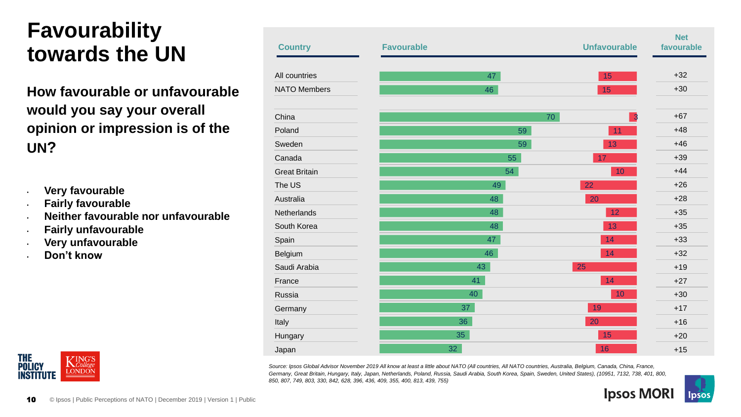# Favourability towards the UN

**How favourable or unfavourable would you say your overall opinion or impression is of the UN?**

- **Very favourable**
- **Fairly favourable**
- **Neither favourable nor unfavourable**
- **Fairly unfavourable**
- **Very unfavourable**
- **Don't know**

| Country | Favourable | Unfavourable | Net favourable |
|---|---|---|---|
| All countries | 47 | 15 | +32 |
| NATO Members | 46 | 15 | +30 |
| China | 70 | 3 | +67 |
| Poland | 59 | 11 | +48 |
| Sweden | 59 | 13 | +46 |
| Canada | 55 | 17 | +39 |
| Great Britain | 54 | 10 | +44 |
| The US | 49 | 22 | +26 |
| Australia | 48 | 20 | +28 |
| Netherlands | 48 | 12 | +35 |
| South Korea | 48 | 13 | +35 |
| Spain | 47 | 14 | +33 |
| Belgium | 46 | 14 | +32 |
| Saudi Arabia | 43 | 25 | +19 |
| France | 41 | 14 | +27 |
| Russia | 40 | 10 | +30 |
| Germany | 37 | 19 | +17 |
| Italy | 36 | 20 | +16 |
| Hungary | 35 | 15 | +20 |
| Japan | 32 | 16 | +15 |

*Source: Ipsos Global Advisor November 2019 All know at least a little about NATO (All countries, All NATO countries, Australia, Belgium, Canada, China, France, Germany, Great Britain, Hungary, Italy, Japan, Netherlands, Poland, Russia, Saudi Arabia, South Korea, Spain, Sweden, United States), (10951, 7132, 738, 401, 800, 850, 807, 749, 803, 330, 842, 628, 396, 436, 409, 355, 400, 813, 439, 755)*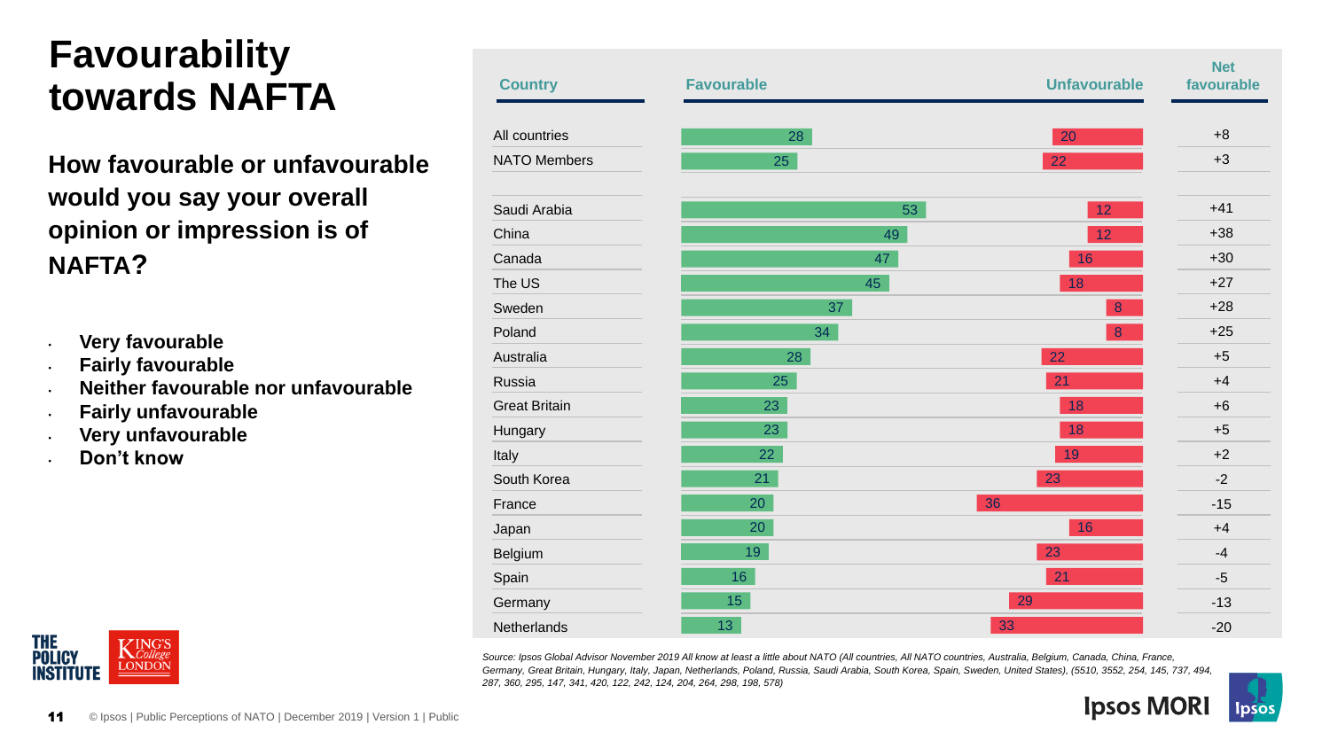# Favourability towards NAFTA

**How favourable or unfavourable would you say your overall opinion or impression is of NAFTA?**

- **Very favourable**
- **Fairly favourable**
- **Neither favourable nor unfavourable**
- **Fairly unfavourable**
- **Very unfavourable**
- **Don't know**

| Country | Favourable | Unfavourable | Net favourable |
|---|---|---|---|
| All countries | 28 | 20 | +8 |
| NATO Members | 25 | 22 | +3 |
| Saudi Arabia | 53 | 12 | +41 |
| China | 49 | 12 | +38 |
| Canada | 47 | 16 | +30 |
| The US | 45 | 18 | +27 |
| Sweden | 37 | 8 | +28 |
| Poland | 34 | 8 | +25 |
| Australia | 28 | 22 | +5 |
| Russia | 25 | 21 | +4 |
| Great Britain | 23 | 18 | +6 |
| Hungary | 23 | 18 | +5 |
| Italy | 22 | 19 | +2 |
| South Korea | 21 | 23 | -2 |
| France | 20 | 36 | -15 |
| Japan | 20 | 16 | +4 |
| Belgium | 19 | 23 | -4 |
| Spain | 16 | 21 | -5 |
| Germany | 15 | 29 | -13 |
| Netherlands | 13 | 33 | -20 |

*Source: Ipsos Global Advisor November 2019 All know at least a little about NATO (All countries, All NATO countries, Australia, Belgium, Canada, China, France, Germany, Great Britain, Hungary, Italy, Japan, Netherlands, Poland, Russia, Saudi Arabia, South Korea, Spain, Sweden, United States), (5510, 3552, 254, 145, 737, 494, 287, 360, 295, 147, 341, 420, 122, 242, 124, 204, 264, 298, 198, 578)*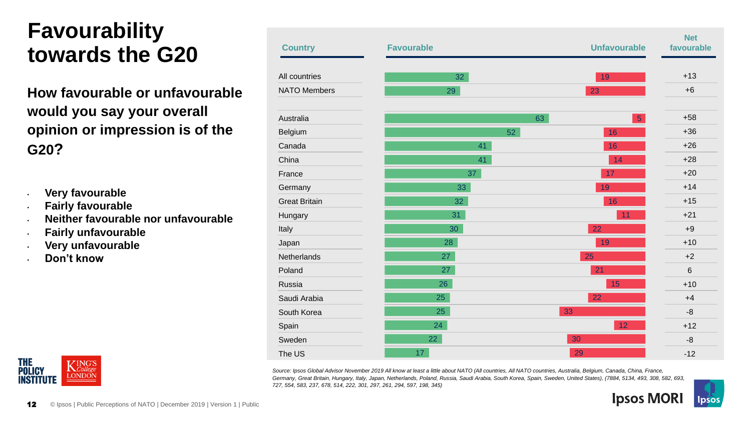# Favourability towards the G20

**How favourable or unfavourable would you say your overall opinion or impression is of the G20?**

- **Very favourable**
- **Fairly favourable**
- **Neither favourable nor unfavourable**
- **Fairly unfavourable**
- **Very unfavourable**
- **Don't know**

| Country | Favourable | Unfavourable | Net favourable |
|---|---|---|---|
| All countries | 32 | 19 | +13 |
| NATO Members | 29 | 23 | +6 |
| Australia | 63 | 5 | +58 |
| Belgium | 52 | 16 | +36 |
| Canada | 41 | 16 | +26 |
| China | 41 | 14 | +28 |
| France | 37 | 17 | +20 |
| Germany | 33 | 19 | +14 |
| Great Britain | 32 | 16 | +15 |
| Hungary | 31 | 11 | +21 |
| Italy | 30 | 22 | +9 |
| Japan | 28 | 19 | +10 |
| Netherlands | 27 | 25 | +2 |
| Poland | 27 | 21 | 6 |
| Russia | 26 | 15 | +10 |
| Saudi Arabia | 25 | 22 | +4 |
| South Korea | 25 | 33 | -8 |
| Spain | 24 | 12 | +12 |
| Sweden | 22 | 30 | -8 |
| The US | 17 | 29 | -12 |

*Source: Ipsos Global Advisor November 2019 All know at least a little about NATO (All countries, All NATO countries, Australia, Belgium, Canada, China, France, Germany, Great Britain, Hungary, Italy, Japan, Netherlands, Poland, Russia, Saudi Arabia, South Korea, Spain, Sweden, United States), (7884, 5134, 493, 308, 582, 693, 727, 554, 583, 237, 678, 514, 222, 301, 297, 261, 294, 597, 198, 345)*

© Ipsos | Public Perceptions of NATO | December 2019 | Version 1 | Public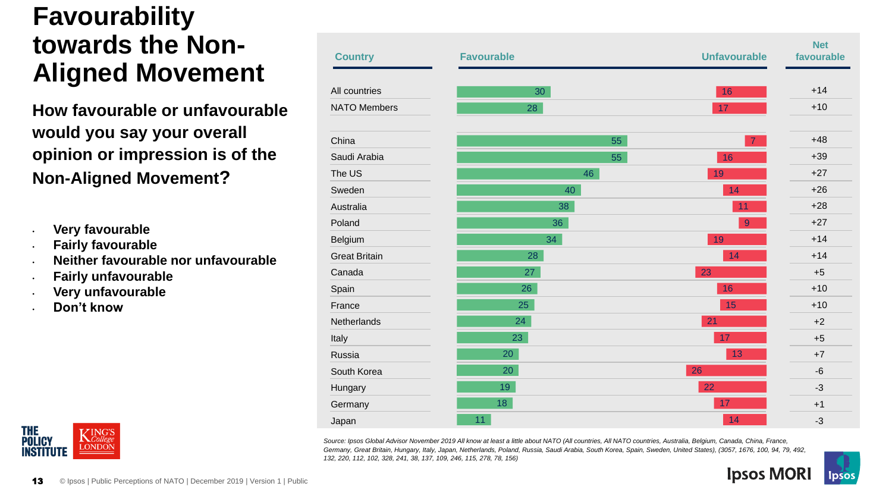# Favourability towards the Non-Aligned Movement

**How favourable or unfavourable would you say your overall opinion or impression is of the Non-Aligned Movement?**

- **Very favourable**
- **Fairly favourable**
- **Neither favourable nor unfavourable**
- **Fairly unfavourable**
- **Very unfavourable**
- **Don't know**

| Country | Favourable | Unfavourable | Net favourable |
|---|---|---|---|
| All countries | 30 | 16 | +14 |
| NATO Members | 28 | 17 | +10 |
| China | 55 | 7 | +48 |
| Saudi Arabia | 55 | 16 | +39 |
| The US | 46 | 19 | +27 |
| Sweden | 40 | 14 | +26 |
| Australia | 38 | 11 | +28 |
| Poland | 36 | 9 | +27 |
| Belgium | 34 | 19 | +14 |
| Great Britain | 28 | 14 | +14 |
| Canada | 27 | 23 | +5 |
| Spain | 26 | 16 | +10 |
| France | 25 | 15 | +10 |
| Netherlands | 24 | 21 | +2 |
| Italy | 23 | 17 | +5 |
| Russia | 20 | 13 | +7 |
| South Korea | 20 | 26 | -6 |
| Hungary | 19 | 22 | -3 |
| Germany | 18 | 17 | +1 |
| Japan | 11 | 14 | -3 |

*Source: Ipsos Global Advisor November 2019 All know at least a little about NATO (All countries, All NATO countries, Australia, Belgium, Canada, China, France, Germany, Great Britain, Hungary, Italy, Japan, Netherlands, Poland, Russia, Saudi Arabia, South Korea, Spain, Sweden, United States), (3057, 1676, 100, 94, 79, 492, 132, 220, 112, 102, 328, 241, 38, 137, 109, 246, 115, 278, 78, 156)*

THE POLICY INSTITUTE | KING'S College LONDON

Ipsos MORI

© Ipsos | Public Perceptions of NATO | December 2019 | Version 1 | Public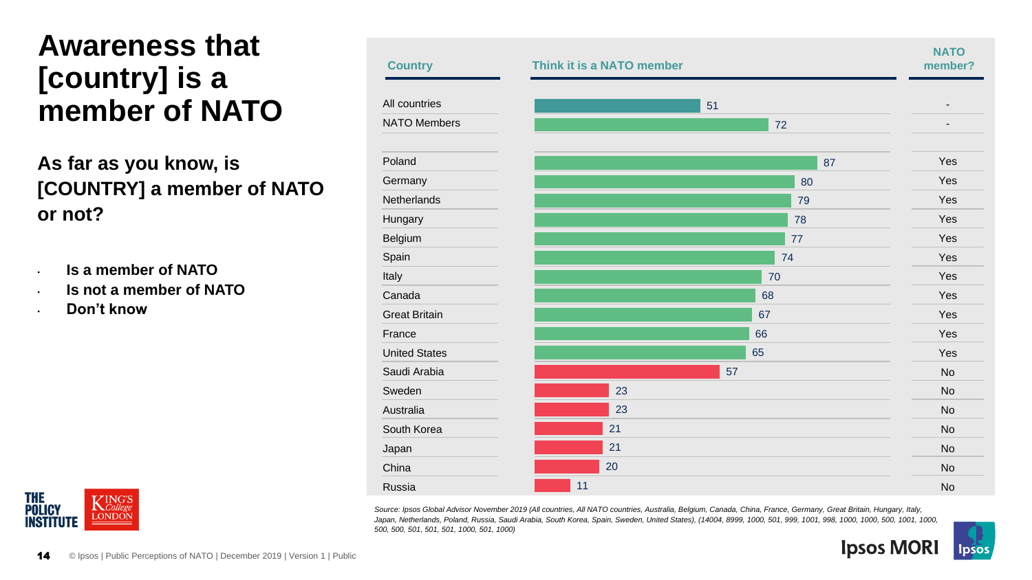# Awareness that [country] is a member of NATO

**As far as you know, is [COUNTRY] a member of NATO or not?**

- **Is a member of NATO**
- **Is not a member of NATO**
- **Don't know**

| Country | Think it is a NATO member | NATO member? |
|---|---|---|
| All countries | 51 | - |
| NATO Members | 72 | - |
| Poland | 87 | Yes |
| Germany | 80 | Yes |
| Netherlands | 79 | Yes |
| Hungary | 78 | Yes |
| Belgium | 77 | Yes |
| Spain | 74 | Yes |
| Italy | 70 | Yes |
| Canada | 68 | Yes |
| Great Britain | 67 | Yes |
| France | 66 | Yes |
| United States | 65 | Yes |
| Saudi Arabia | 57 | No |
| Sweden | 23 | No |
| Australia | 23 | No |
| South Korea | 21 | No |
| Japan | 21 | No |
| China | 20 | No |
| Russia | 11 | No |

*Source: Ipsos Global Advisor November 2019 (All countries, All NATO countries, Australia, Belgium, Canada, China, France, Germany, Great Britain, Hungary, Italy, Japan, Netherlands, Poland, Russia, Saudi Arabia, South Korea, Spain, Sweden, United States), (14004, 8999, 1000, 501, 999, 1001, 998, 1000, 1000, 500, 1001, 1000, 500, 500, 501, 501, 501, 1000, 501, 1000)*

© Ipsos | Public Perceptions of NATO | December 2019 | Version 1 | Public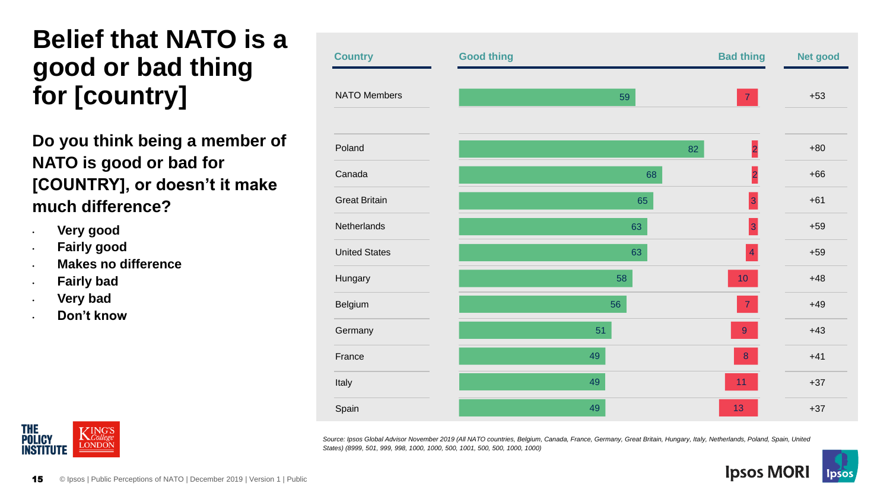# Belief that NATO is a good or bad thing for [country]

**Do you think being a member of NATO is good or bad for [COUNTRY], or doesn't it make much difference?**

- **Very good**
- **Fairly good**
- **Makes no difference**
- **Fairly bad**
- **Very bad**
- **Don't know**

| Country | Good thing | Bad thing | Net good |
|---|---|---|---|
| NATO Members | 59 | 7 | +53 |
| Poland | 82 | 2 | +80 |
| Canada | 68 | 2 | +66 |
| Great Britain | 65 | 3 | +61 |
| Netherlands | 63 | 3 | +59 |
| United States | 63 | 4 | +59 |
| Hungary | 58 | 10 | +48 |
| Belgium | 56 | 7 | +49 |
| Germany | 51 | 9 | +43 |
| France | 49 | 8 | +41 |
| Italy | 49 | 11 | +37 |
| Spain | 49 | 13 | +37 |

*Source: Ipsos Global Advisor November 2019 (All NATO countries, Belgium, Canada, France, Germany, Great Britain, Hungary, Italy, Netherlands, Poland, Spain, United States) (8999, 501, 999, 998, 1000, 1000, 500, 1001, 500, 500, 1000, 1000)*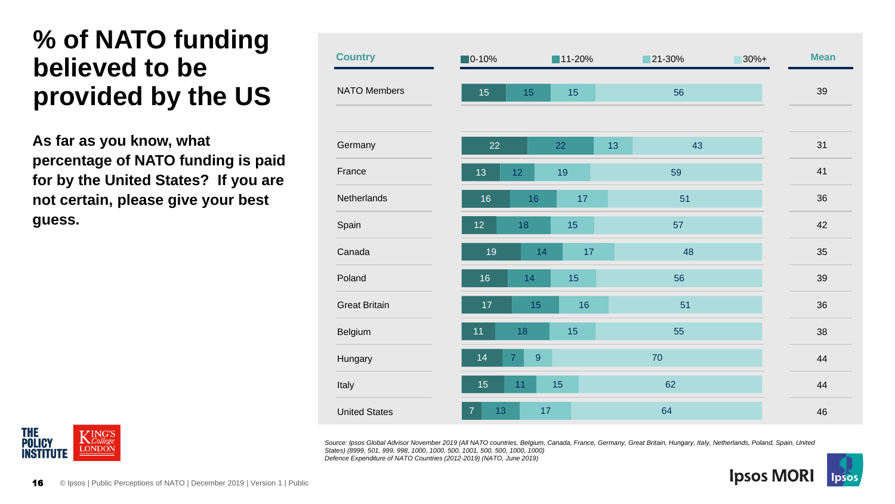# % of NATO funding believed to be provided by the US

**As far as you know, what percentage of NATO funding is paid for by the United States? If you are not certain, please give your best guess.**

| Country | 0-10% | 11-20% | 21-30% | 30%+ | Mean |
|---|---|---|---|---|---|
| NATO Members | 15 | 15 | 15 | 56 | 39 |
| Germany | 22 | 22 | 13 | 43 | 31 |
| France | 13 | 12 | 19 | 59 | 41 |
| Netherlands | 16 | 16 | 17 | 51 | 36 |
| Spain | 12 | 18 | 15 | 57 | 42 |
| Canada | 19 | 14 | 17 | 48 | 35 |
| Poland | 16 | 14 | 15 | 56 | 39 |
| Great Britain | 17 | 15 | 16 | 51 | 36 |
| Belgium | 11 | 18 | 15 | 55 | 38 |
| Hungary | 14 | 7 | 9 | 70 | 44 |
| Italy | 15 | 11 | 15 | 62 | 44 |
| United States | 7 | 13 | 17 | 64 | 46 |

*Source: Ipsos Global Advisor November 2019 (All NATO countries, Belgium, Canada, France, Germany, Great Britain, Hungary, Italy, Netherlands, Poland, Spain, United States) (8999, 501, 999, 998, 1000, 1000, 500, 1001, 500, 500, 1000, 1000)*
*Defence Expenditure of NATO Countries (2012-2019) (NATO, June 2019)*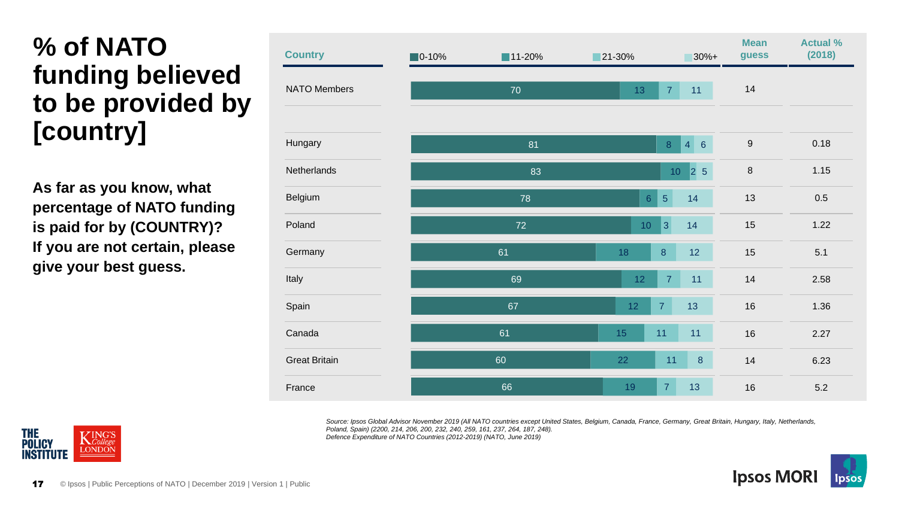# % of NATO funding believed to be provided by [country]

**As far as you know, what percentage of NATO funding is paid for by (COUNTRY)? If you are not certain, please give your best guess.**

| Country | 0-10% | 11-20% | 21-30% | 30%+ | Mean guess | Actual % (2018) |
|---|---|---|---|---|---|---|
| NATO Members | 70 | 13 | 7 | 11 | 14 | |
| Hungary | 81 | 8 | 4 | 6 | 9 | 0.18 |
| Netherlands | 83 | 10 | 2 | 5 | 8 | 1.15 |
| Belgium | 78 | 6 | 5 | 14 | 13 | 0.5 |
| Poland | 72 | 10 | 3 | 14 | 15 | 1.22 |
| Germany | 61 | 18 | 8 | 12 | 15 | 5.1 |
| Italy | 69 | 12 | 7 | 11 | 14 | 2.58 |
| Spain | 67 | 12 | 7 | 13 | 16 | 1.36 |
| Canada | 61 | 15 | 11 | 11 | 16 | 2.27 |
| Great Britain | 60 | 22 | 11 | 8 | 14 | 6.23 |
| France | 66 | 19 | 7 | 13 | 16 | 5.2 |

*Source: Ipsos Global Advisor November 2019 (All NATO countries except United States, Belgium, Canada, France, Germany, Great Britain, Hungary, Italy, Netherlands, Poland, Spain) (2200, 214, 206, 200, 232, 240, 259, 161, 237, 264, 187, 248).*
*Defence Expenditure of NATO Countries (2012-2019) (NATO, June 2019)*

THE POLICY INSTITUTE | KING'S College LONDON

© Ipsos | Public Perceptions of NATO | December 2019 | Version 1 | Public

Ipsos MORI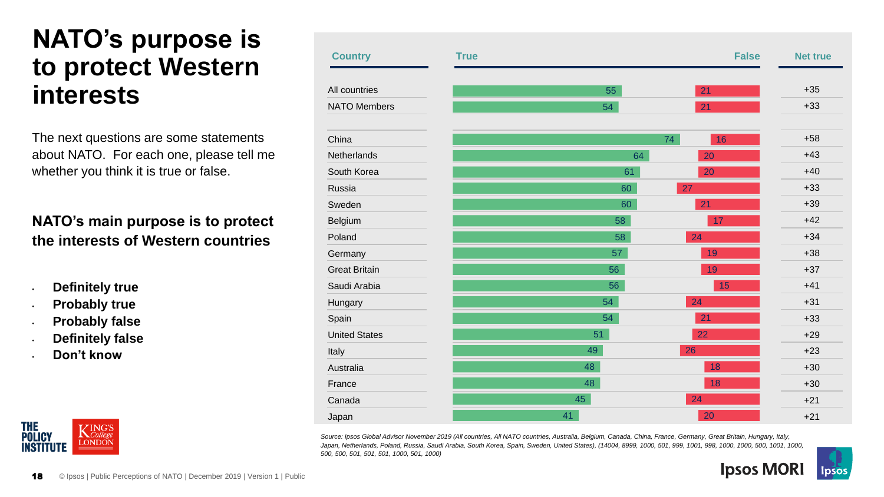# NATO's purpose is to protect Western interests

The next questions are some statements about NATO. For each one, please tell me whether you think it is true or false.

**NATO's main purpose is to protect the interests of Western countries**

- **Definitely true**
- **Probably true**
- **Probably false**
- **Definitely false**
- **Don't know**

| Country | True | False | Net true |
|---|---|---|---|
| All countries | 55 | 21 | +35 |
| NATO Members | 54 | 21 | +33 |
| China | 74 | 16 | +58 |
| Netherlands | 64 | 20 | +43 |
| South Korea | 61 | 20 | +40 |
| Russia | 60 | 27 | +33 |
| Sweden | 60 | 21 | +39 |
| Belgium | 58 | 17 | +42 |
| Poland | 58 | 24 | +34 |
| Germany | 57 | 19 | +38 |
| Great Britain | 56 | 19 | +37 |
| Saudi Arabia | 56 | 15 | +41 |
| Hungary | 54 | 24 | +31 |
| Spain | 54 | 21 | +33 |
| United States | 51 | 22 | +29 |
| Italy | 49 | 26 | +23 |
| Australia | 48 | 18 | +30 |
| France | 48 | 18 | +30 |
| Canada | 45 | 24 | +21 |
| Japan | 41 | 20 | +21 |

*Source: Ipsos Global Advisor November 2019 (All countries, All NATO countries, Australia, Belgium, Canada, China, France, Germany, Great Britain, Hungary, Italy, Japan, Netherlands, Poland, Russia, Saudi Arabia, South Korea, Spain, Sweden, United States), (14004, 8999, 1000, 501, 999, 1001, 998, 1000, 1000, 500, 1001, 1000, 500, 500, 501, 501, 501, 1000, 501, 1000)*

© Ipsos | Public Perceptions of NATO | December 2019 | Version 1 | Public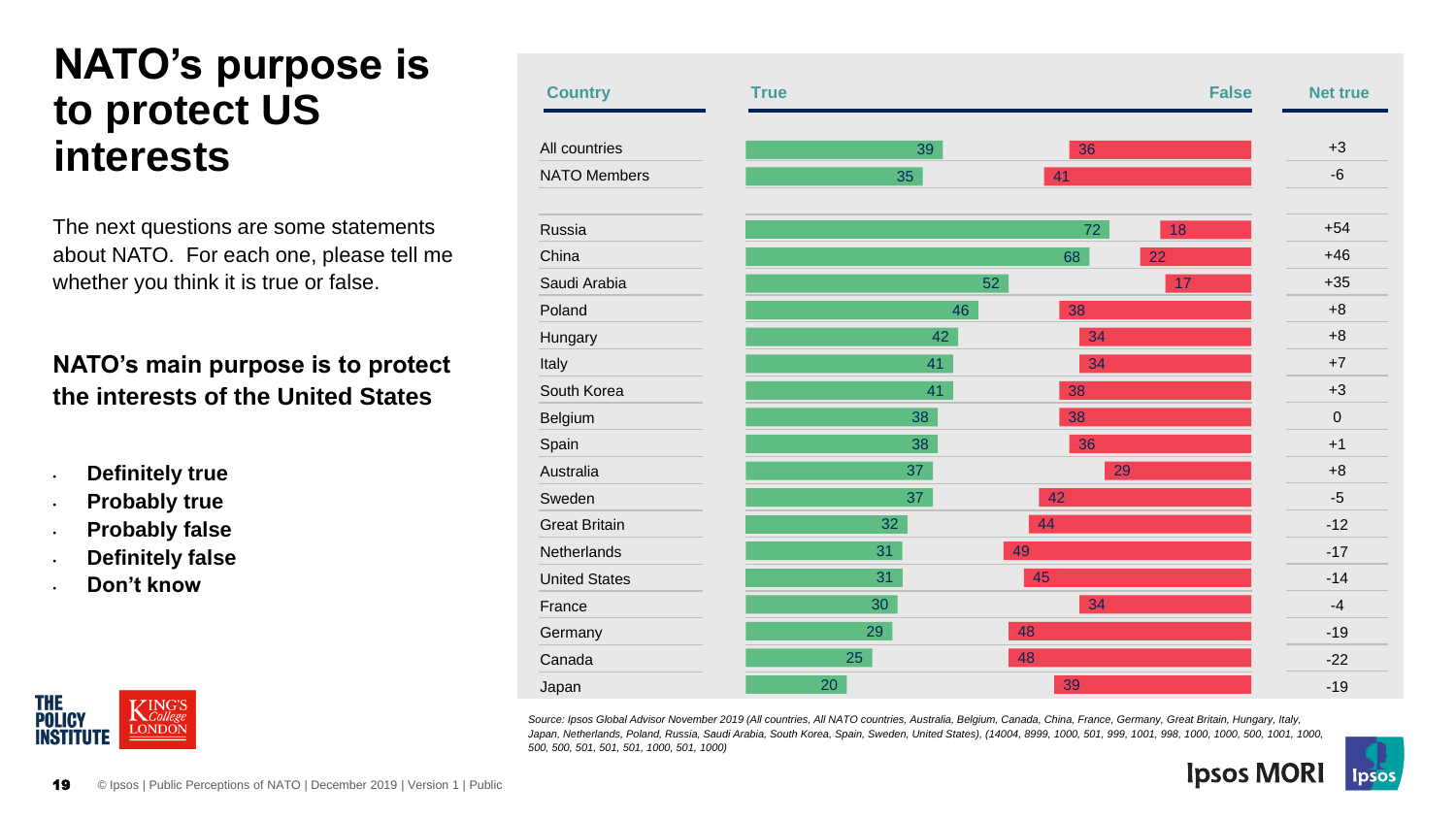# NATO's purpose is to protect US interests

The next questions are some statements about NATO. For each one, please tell me whether you think it is true or false.

**NATO's main purpose is to protect the interests of the United States**

- **Definitely true**
- **Probably true**
- **Probably false**
- **Definitely false**
- **Don't know**

| Country | True | False | Net true |
|---|---|---|---|
| All countries | 39 | 36 | +3 |
| NATO Members | 35 | 41 | -6 |
| Russia | 72 | 18 | +54 |
| China | 68 | 22 | +46 |
| Saudi Arabia | 52 | 17 | +35 |
| Poland | 46 | 38 | +8 |
| Hungary | 42 | 34 | +8 |
| Italy | 41 | 34 | +7 |
| South Korea | 41 | 38 | +3 |
| Belgium | 38 | 38 | 0 |
| Spain | 38 | 36 | +1 |
| Australia | 37 | 29 | +8 |
| Sweden | 37 | 42 | -5 |
| Great Britain | 32 | 44 | -12 |
| Netherlands | 31 | 49 | -17 |
| United States | 31 | 45 | -14 |
| France | 30 | 34 | -4 |
| Germany | 29 | 48 | -19 |
| Canada | 25 | 48 | -22 |
| Japan | 20 | 39 | -19 |

*Source: Ipsos Global Advisor November 2019 (All countries, All NATO countries, Australia, Belgium, Canada, China, France, Germany, Great Britain, Hungary, Italy, Japan, Netherlands, Poland, Russia, Saudi Arabia, South Korea, Spain, Sweden, United States), (14004, 8999, 1000, 501, 999, 1001, 998, 1000, 1000, 500, 1001, 1000, 500, 500, 501, 501, 501, 1000, 501, 1000)*

THE POLICY INSTITUTE | KING'S College LONDON | Ipsos MORI

© Ipsos | Public Perceptions of NATO | December 2019 | Version 1 | Public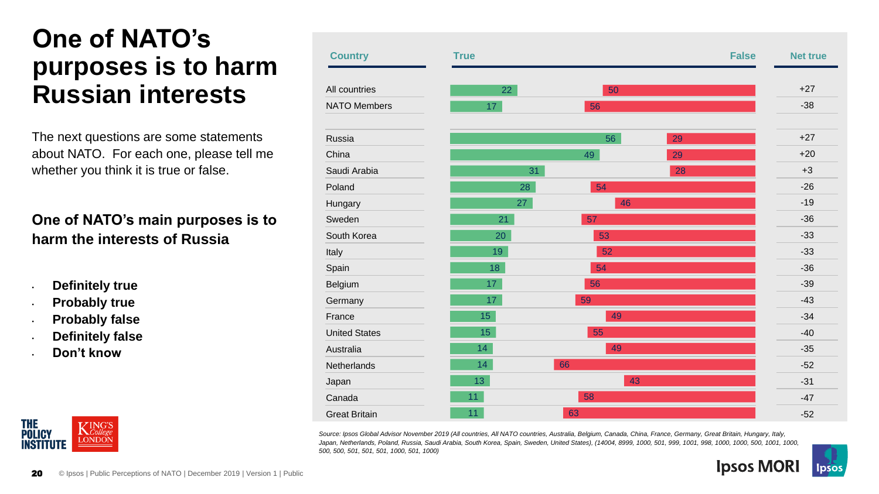# One of NATO's purposes is to harm Russian interests

The next questions are some statements about NATO. For each one, please tell me whether you think it is true or false.

**One of NATO's main purposes is to harm the interests of Russia**

- **Definitely true**
- **Probably true**
- **Probably false**
- **Definitely false**
- **Don't know**

| Country | True | False | Net true |
|---|---|---|---|
| All countries | 22 | 50 | +27 |
| NATO Members | 17 | 56 | -38 |
| Russia | 56 | 29 | +27 |
| China | 49 | 29 | +20 |
| Saudi Arabia | 31 | 28 | +3 |
| Poland | 28 | 54 | -26 |
| Hungary | 27 | 46 | -19 |
| Sweden | 21 | 57 | -36 |
| South Korea | 20 | 53 | -33 |
| Italy | 19 | 52 | -33 |
| Spain | 18 | 54 | -36 |
| Belgium | 17 | 56 | -39 |
| Germany | 17 | 59 | -43 |
| France | 15 | 49 | -34 |
| United States | 15 | 55 | -40 |
| Australia | 14 | 49 | -35 |
| Netherlands | 14 | 66 | -52 |
| Japan | 13 | 43 | -31 |
| Canada | 11 | 58 | -47 |
| Great Britain | 11 | 63 | -52 |

*Source: Ipsos Global Advisor November 2019 (All countries, All NATO countries, Australia, Belgium, Canada, China, France, Germany, Great Britain, Hungary, Italy, Japan, Netherlands, Poland, Russia, Saudi Arabia, South Korea, Spain, Sweden, United States), (14004, 8999, 1000, 501, 999, 1001, 998, 1000, 1000, 500, 1001, 1000, 500, 500, 501, 501, 501, 1000, 501, 1000)*

© Ipsos | Public Perceptions of NATO | December 2019 | Version 1 | Public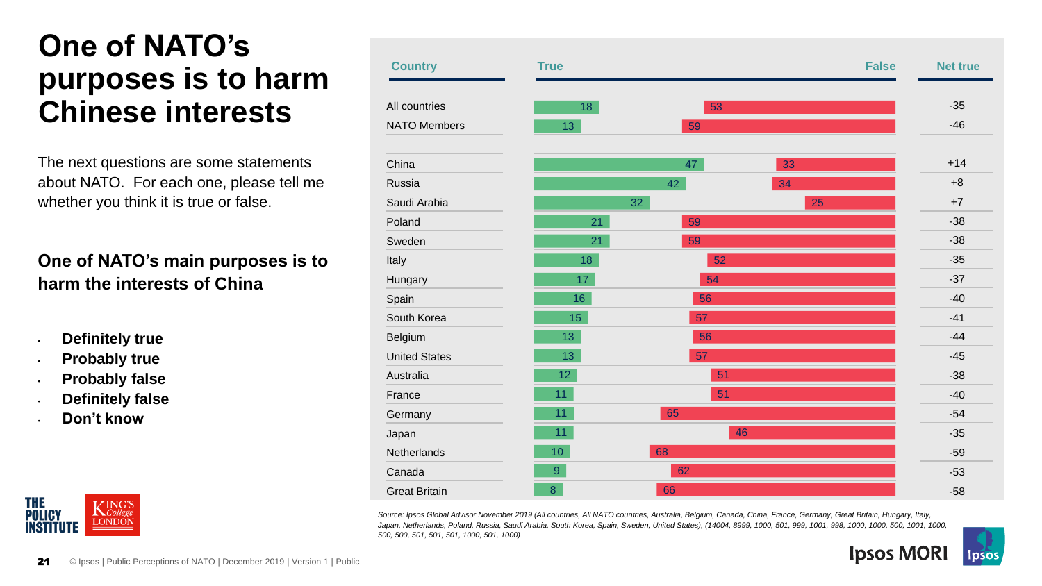# One of NATO's purposes is to harm Chinese interests

The next questions are some statements about NATO. For each one, please tell me whether you think it is true or false.

**One of NATO's main purposes is to harm the interests of China**

- **Definitely true**
- **Probably true**
- **Probably false**
- **Definitely false**
- **Don't know**

| Country | True | False | Net true |
|---|---|---|---|
| All countries | 18 | 53 | -35 |
| NATO Members | 13 | 59 | -46 |
| China | 47 | 33 | +14 |
| Russia | 42 | 34 | +8 |
| Saudi Arabia | 32 | 25 | +7 |
| Poland | 21 | 59 | -38 |
| Sweden | 21 | 59 | -38 |
| Italy | 18 | 52 | -35 |
| Hungary | 17 | 54 | -37 |
| Spain | 16 | 56 | -40 |
| South Korea | 15 | 57 | -41 |
| Belgium | 13 | 56 | -44 |
| United States | 13 | 57 | -45 |
| Australia | 12 | 51 | -38 |
| France | 11 | 51 | -40 |
| Germany | 11 | 65 | -54 |
| Japan | 11 | 46 | -35 |
| Netherlands | 10 | 68 | -59 |
| Canada | 9 | 62 | -53 |
| Great Britain | 8 | 66 | -58 |

*Source: Ipsos Global Advisor November 2019 (All countries, All NATO countries, Australia, Belgium, Canada, China, France, Germany, Great Britain, Hungary, Italy, Japan, Netherlands, Poland, Russia, Saudi Arabia, South Korea, Spain, Sweden, United States), (14004, 8999, 1000, 501, 999, 1001, 998, 1000, 1000, 500, 1001, 1000, 500, 500, 501, 501, 501, 1000, 501, 1000)*

© Ipsos | Public Perceptions of NATO | December 2019 | Version 1 | Public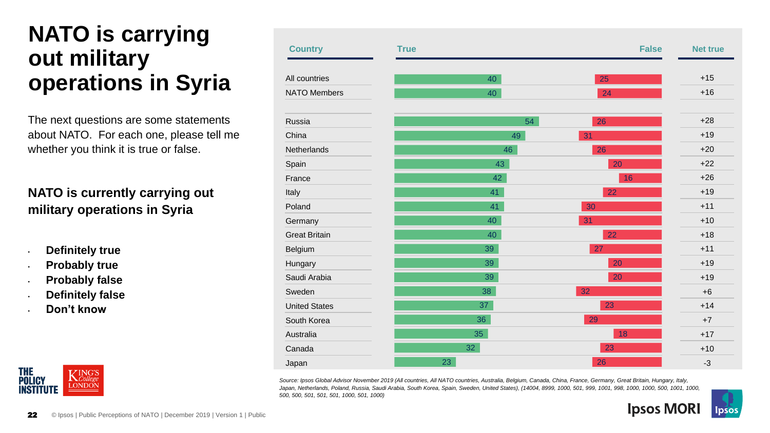# NATO is carrying out military operations in Syria

The next questions are some statements about NATO. For each one, please tell me whether you think it is true or false.

**NATO is currently carrying out military operations in Syria**

- **Definitely true**
- **Probably true**
- **Probably false**
- **Definitely false**
- **Don't know**

| Country | True | False | Net true |
|---|---|---|---|
| All countries | 40 | 25 | +15 |
| NATO Members | 40 | 24 | +16 |
| Russia | 54 | 26 | +28 |
| China | 49 | 31 | +19 |
| Netherlands | 46 | 26 | +20 |
| Spain | 43 | 20 | +22 |
| France | 42 | 16 | +26 |
| Italy | 41 | 22 | +19 |
| Poland | 41 | 30 | +11 |
| Germany | 40 | 31 | +10 |
| Great Britain | 40 | 22 | +18 |
| Belgium | 39 | 27 | +11 |
| Hungary | 39 | 20 | +19 |
| Saudi Arabia | 39 | 20 | +19 |
| Sweden | 38 | 32 | +6 |
| United States | 37 | 23 | +14 |
| South Korea | 36 | 29 | +7 |
| Australia | 35 | 18 | +17 |
| Canada | 32 | 23 | +10 |
| Japan | 23 | 26 | -3 |

*Source: Ipsos Global Advisor November 2019 (All countries, All NATO countries, Australia, Belgium, Canada, China, France, Germany, Great Britain, Hungary, Italy, Japan, Netherlands, Poland, Russia, Saudi Arabia, South Korea, Spain, Sweden, United States), (14004, 8999, 1000, 501, 999, 1001, 998, 1000, 1000, 500, 1001, 1000, 500, 500, 501, 501, 501, 1000, 501, 1000)*

THE POLICY INSTITUTE | KING'S College LONDON

© Ipsos | Public Perceptions of NATO | December 2019 | Version 1 | Public

Ipsos MORI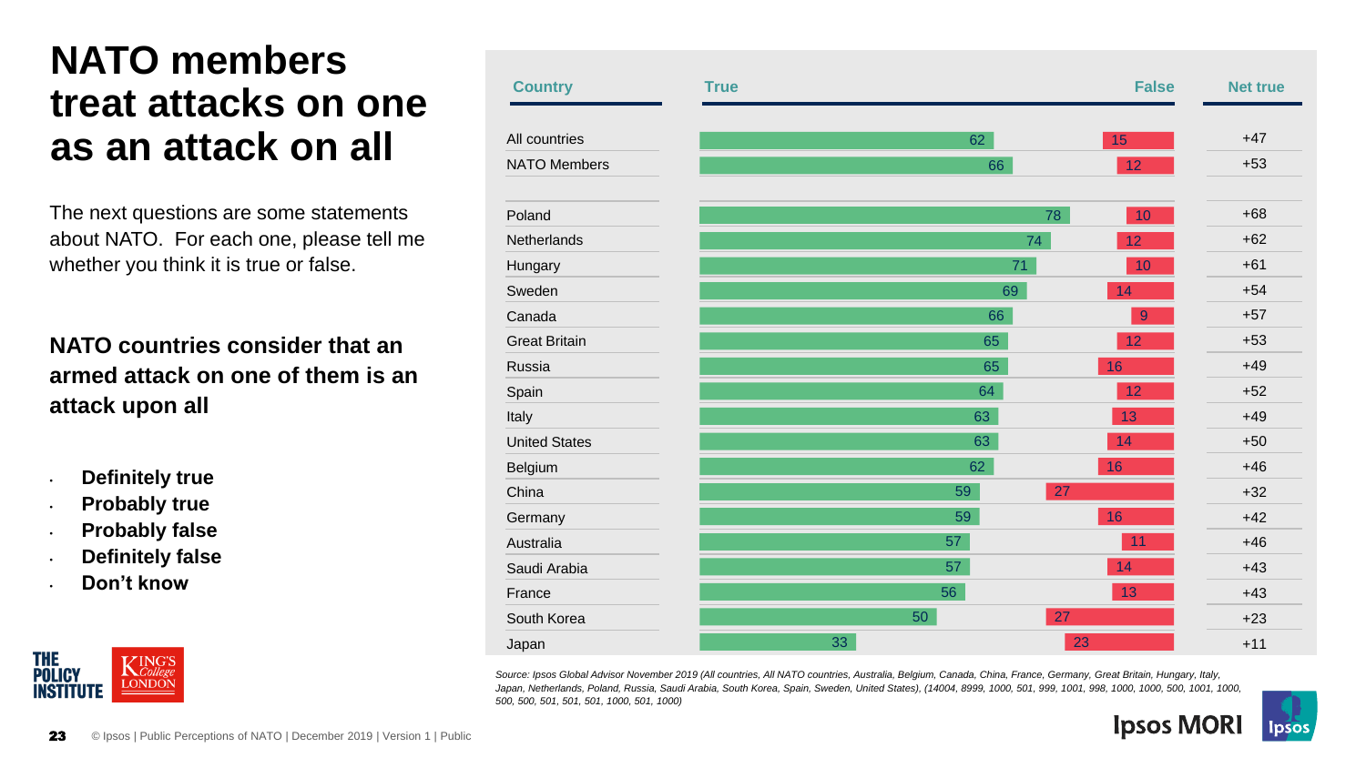# NATO members treat attacks on one as an attack on all

The next questions are some statements about NATO. For each one, please tell me whether you think it is true or false.

**NATO countries consider that an armed attack on one of them is an attack upon all**

- **Definitely true**
- **Probably true**
- **Probably false**
- **Definitely false**
- **Don't know**

| Country | True | False | Net true |
|---|---|---|---|
| All countries | 62 | 15 | +47 |
| NATO Members | 66 | 12 | +53 |
| Poland | 78 | 10 | +68 |
| Netherlands | 74 | 12 | +62 |
| Hungary | 71 | 10 | +61 |
| Sweden | 69 | 14 | +54 |
| Canada | 66 | 9 | +57 |
| Great Britain | 65 | 12 | +53 |
| Russia | 65 | 16 | +49 |
| Spain | 64 | 12 | +52 |
| Italy | 63 | 13 | +49 |
| United States | 63 | 14 | +50 |
| Belgium | 62 | 16 | +46 |
| China | 59 | 27 | +32 |
| Germany | 59 | 16 | +42 |
| Australia | 57 | 11 | +46 |
| Saudi Arabia | 57 | 14 | +43 |
| France | 56 | 13 | +43 |
| South Korea | 50 | 27 | +23 |
| Japan | 33 | 23 | +11 |

*Source: Ipsos Global Advisor November 2019 (All countries, All NATO countries, Australia, Belgium, Canada, China, France, Germany, Great Britain, Hungary, Italy, Japan, Netherlands, Poland, Russia, Saudi Arabia, South Korea, Spain, Sweden, United States), (14004, 8999, 1000, 501, 999, 1001, 998, 1000, 1000, 500, 1001, 1000, 500, 500, 501, 501, 501, 1000, 501, 1000)*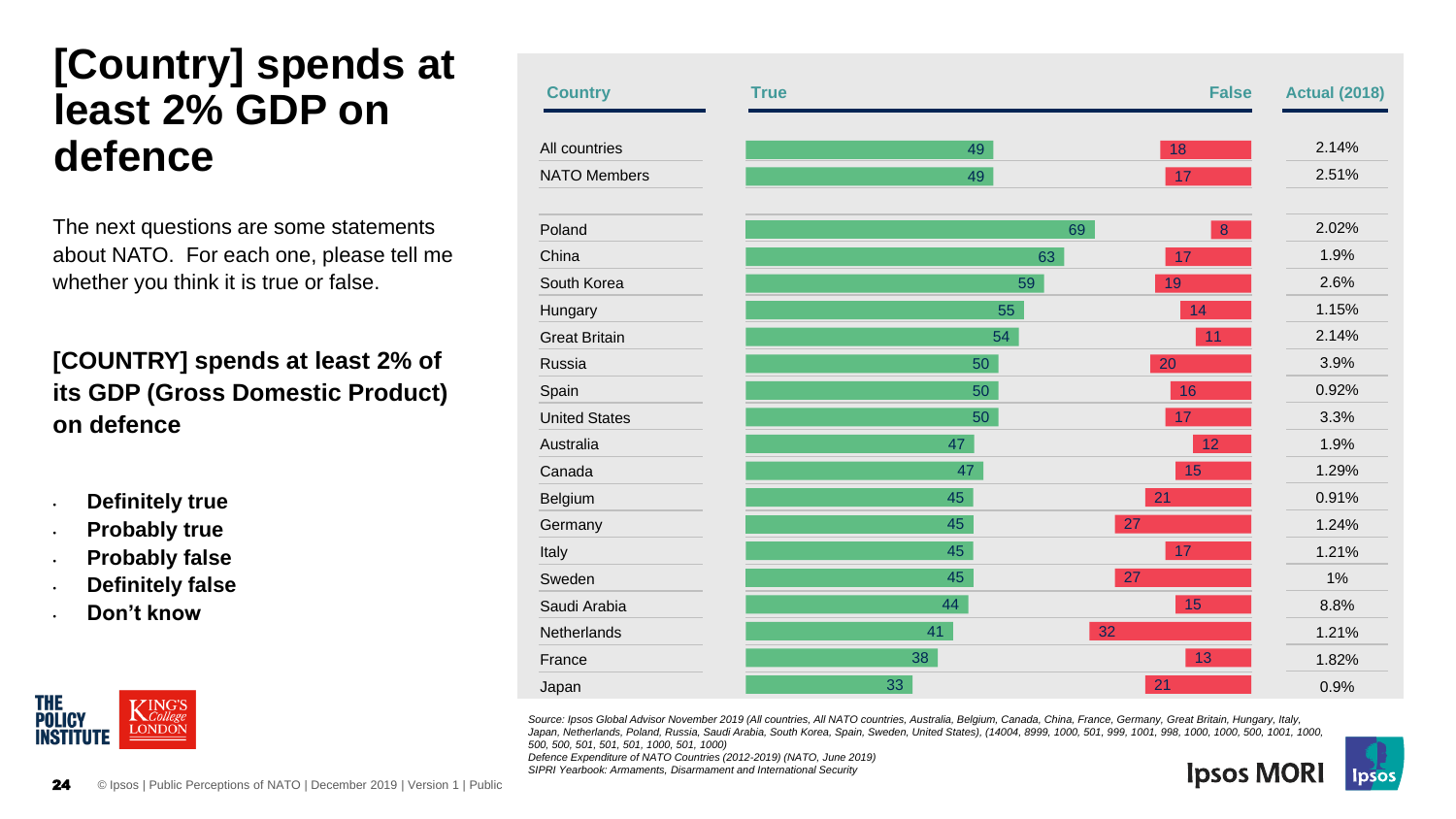# [Country] spends at least 2% GDP on defence

The next questions are some statements about NATO. For each one, please tell me whether you think it is true or false.

**[COUNTRY] spends at least 2% of its GDP (Gross Domestic Product) on defence**

- **Definitely true**
- **Probably true**
- **Probably false**
- **Definitely false**
- **Don't know**

| Country | True | False | Actual (2018) |
|---|---|---|---|
| All countries | 49 | 18 | 2.14% |
| NATO Members | 49 | 17 | 2.51% |
| Poland | 69 | 8 | 2.02% |
| China | 63 | 17 | 1.9% |
| South Korea | 59 | 19 | 2.6% |
| Hungary | 55 | 14 | 1.15% |
| Great Britain | 54 | 11 | 2.14% |
| Russia | 50 | 20 | 3.9% |
| Spain | 50 | 16 | 0.92% |
| United States | 50 | 17 | 3.3% |
| Australia | 47 | 12 | 1.9% |
| Canada | 47 | 15 | 1.29% |
| Belgium | 45 | 21 | 0.91% |
| Germany | 45 | 27 | 1.24% |
| Italy | 45 | 17 | 1.21% |
| Sweden | 45 | 27 | 1% |
| Saudi Arabia | 44 | 15 | 8.8% |
| Netherlands | 41 | 32 | 1.21% |
| France | 38 | 13 | 1.82% |
| Japan | 33 | 21 | 0.9% |

*Source: Ipsos Global Advisor November 2019 (All countries, All NATO countries, Australia, Belgium, Canada, China, France, Germany, Great Britain, Hungary, Italy, Japan, Netherlands, Poland, Russia, Saudi Arabia, South Korea, Spain, Sweden, United States), (14004, 8999, 1000, 501, 999, 1001, 998, 1000, 1000, 500, 1001, 1000, 500, 500, 501, 501, 501, 1000, 501, 1000)*
*Defence Expenditure of NATO Countries (2012-2019) (NATO, June 2019)*
*SIPRI Yearbook: Armaments, Disarmament and International Security*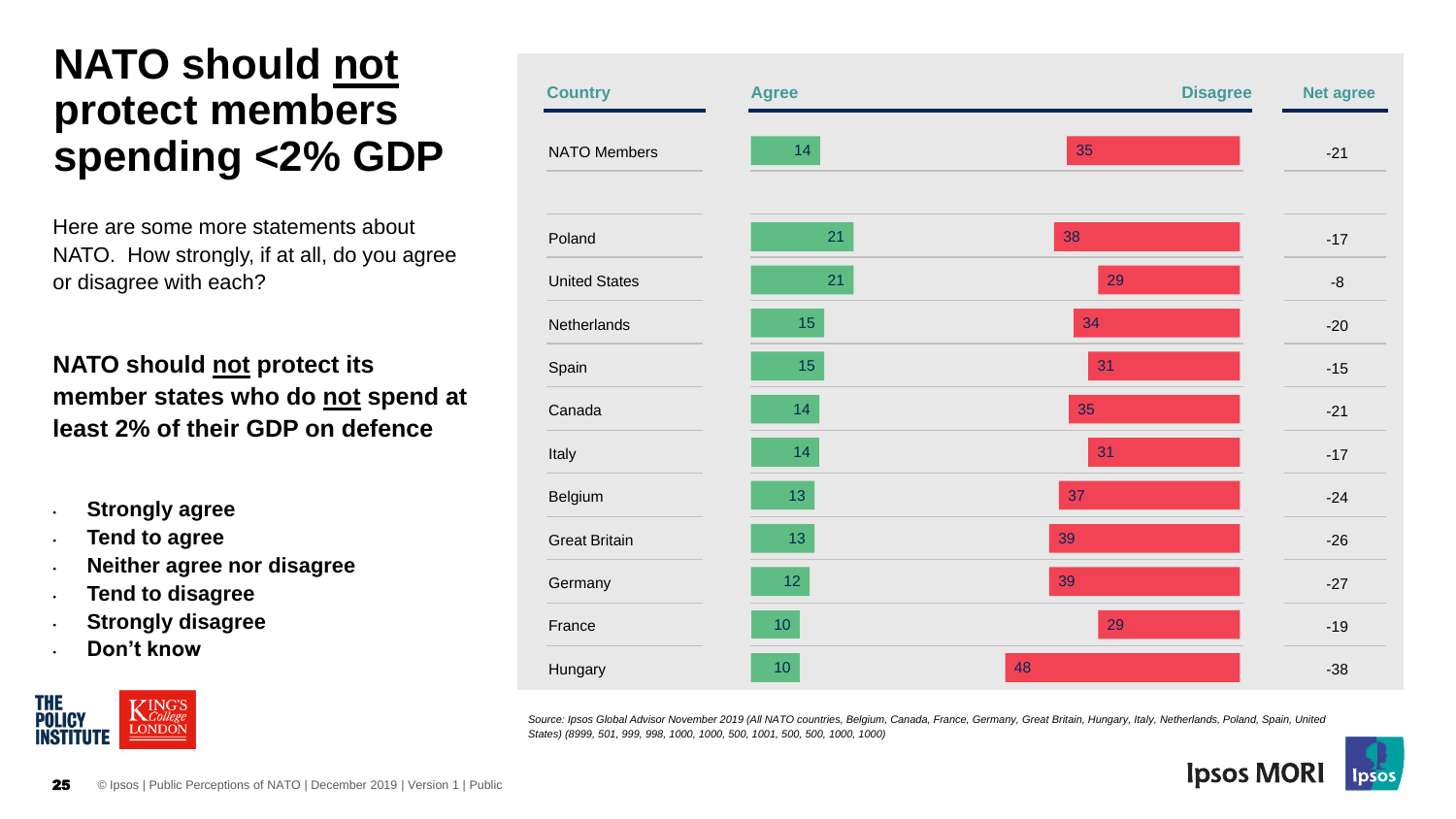# NATO should not protect members spending <2% GDP

Here are some more statements about NATO. How strongly, if at all, do you agree or disagree with each?

**NATO should not protect its member states who do not spend at least 2% of their GDP on defence**

- **Strongly agree**
- **Tend to agree**
- **Neither agree nor disagree**
- **Tend to disagree**
- **Strongly disagree**
- **Don't know**

| Country | Agree | Disagree | Net agree |
|---|---|---|---|
| NATO Members | 14 | 35 | -21 |
| Poland | 21 | 38 | -17 |
| United States | 21 | 29 | -8 |
| Netherlands | 15 | 34 | -20 |
| Spain | 15 | 31 | -15 |
| Canada | 14 | 35 | -21 |
| Italy | 14 | 31 | -17 |
| Belgium | 13 | 37 | -24 |
| Great Britain | 13 | 39 | -26 |
| Germany | 12 | 39 | -27 |
| France | 10 | 29 | -19 |
| Hungary | 10 | 48 | -38 |

*Source: Ipsos Global Advisor November 2019 (All NATO countries, Belgium, Canada, France, Germany, Great Britain, Hungary, Italy, Netherlands, Poland, Spain, United States) (8999, 501, 999, 998, 1000, 1000, 500, 1001, 500, 500, 1000, 1000)*

© Ipsos | Public Perceptions of NATO | December 2019 | Version 1 | Public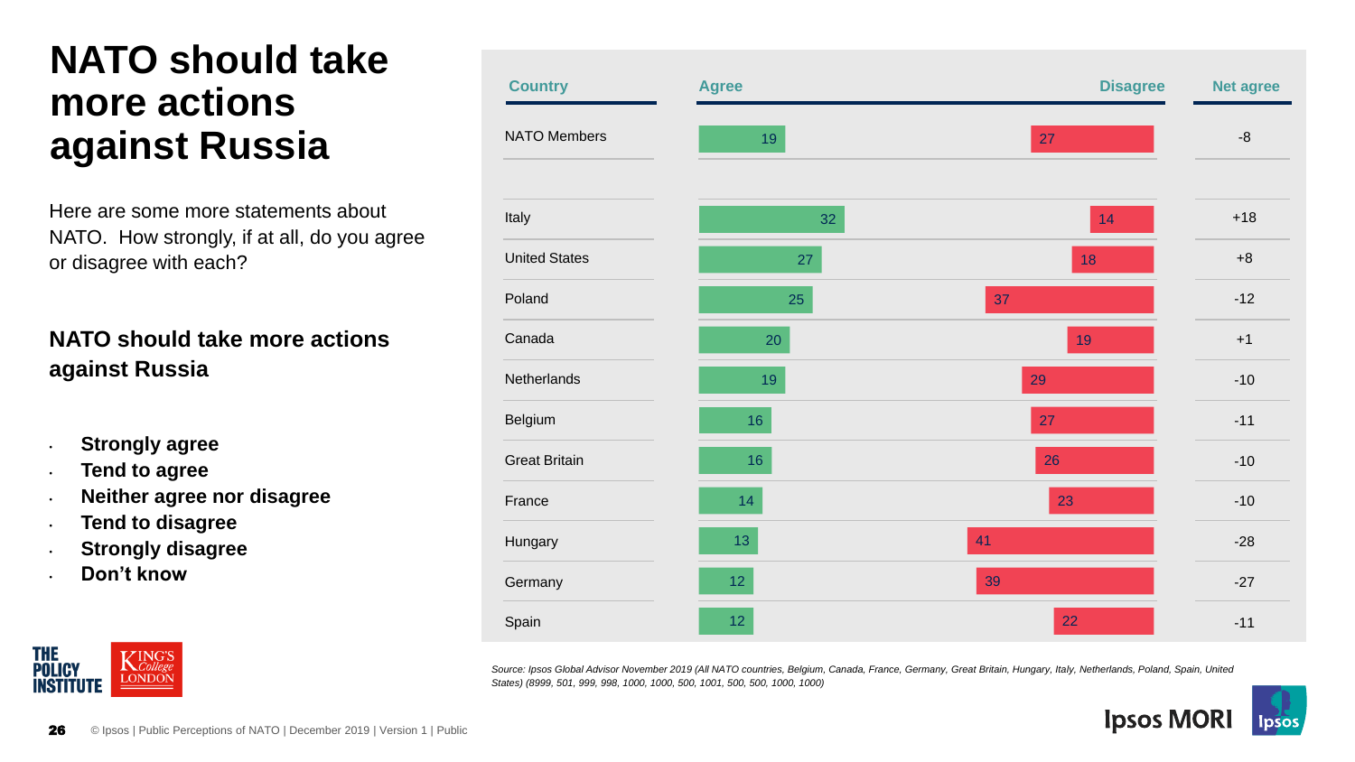# NATO should take more actions against Russia

Here are some more statements about NATO. How strongly, if at all, do you agree or disagree with each?

**NATO should take more actions against Russia**

- **Strongly agree**
- **Tend to agree**
- **Neither agree nor disagree**
- **Tend to disagree**
- **Strongly disagree**
- **Don't know**

| Country | Agree | Disagree | Net agree |
|---|---|---|---|
| NATO Members | 19 | 27 | -8 |
| Italy | 32 | 14 | +18 |
| United States | 27 | 18 | +8 |
| Poland | 25 | 37 | -12 |
| Canada | 20 | 19 | +1 |
| Netherlands | 19 | 29 | -10 |
| Belgium | 16 | 27 | -11 |
| Great Britain | 16 | 26 | -10 |
| France | 14 | 23 | -10 |
| Hungary | 13 | 41 | -28 |
| Germany | 12 | 39 | -27 |
| Spain | 12 | 22 | -11 |

*Source: Ipsos Global Advisor November 2019 (All NATO countries, Belgium, Canada, France, Germany, Great Britain, Hungary, Italy, Netherlands, Poland, Spain, United States) (8999, 501, 999, 998, 1000, 1000, 500, 1001, 500, 500, 1000, 1000)*

© Ipsos | Public Perceptions of NATO | December 2019 | Version 1 | Public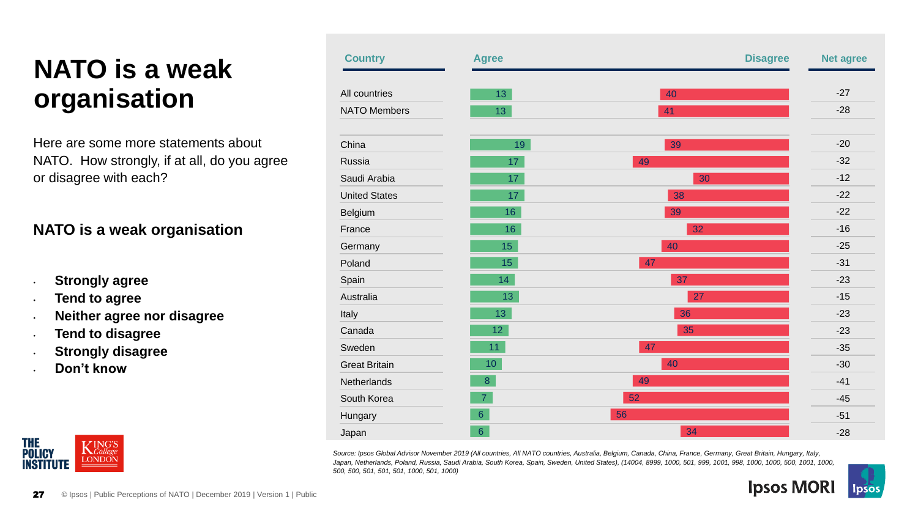# NATO is a weak organisation

Here are some more statements about NATO. How strongly, if at all, do you agree or disagree with each?

**NATO is a weak organisation**

- **Strongly agree**
- **Tend to agree**
- **Neither agree nor disagree**
- **Tend to disagree**
- **Strongly disagree**
- **Don't know**

| Country | Agree | Disagree | Net agree |
|---|---|---|---|
| All countries | 13 | 40 | -27 |
| NATO Members | 13 | 41 | -28 |
| China | 19 | 39 | -20 |
| Russia | 17 | 49 | -32 |
| Saudi Arabia | 17 | 30 | -12 |
| United States | 17 | 38 | -22 |
| Belgium | 16 | 39 | -22 |
| France | 16 | 32 | -16 |
| Germany | 15 | 40 | -25 |
| Poland | 15 | 47 | -31 |
| Spain | 14 | 37 | -23 |
| Australia | 13 | 27 | -15 |
| Italy | 13 | 36 | -23 |
| Canada | 12 | 35 | -23 |
| Sweden | 11 | 47 | -35 |
| Great Britain | 10 | 40 | -30 |
| Netherlands | 8 | 49 | -41 |
| South Korea | 7 | 52 | -45 |
| Hungary | 6 | 56 | -51 |
| Japan | 6 | 34 | -28 |

*Source: Ipsos Global Advisor November 2019 (All countries, All NATO countries, Australia, Belgium, Canada, China, France, Germany, Great Britain, Hungary, Italy, Japan, Netherlands, Poland, Russia, Saudi Arabia, South Korea, Spain, Sweden, United States), (14004, 8999, 1000, 501, 999, 1001, 998, 1000, 1000, 500, 1001, 1000, 500, 500, 501, 501, 501, 1000, 501, 1000)*

© Ipsos | Public Perceptions of NATO | December 2019 | Version 1 | Public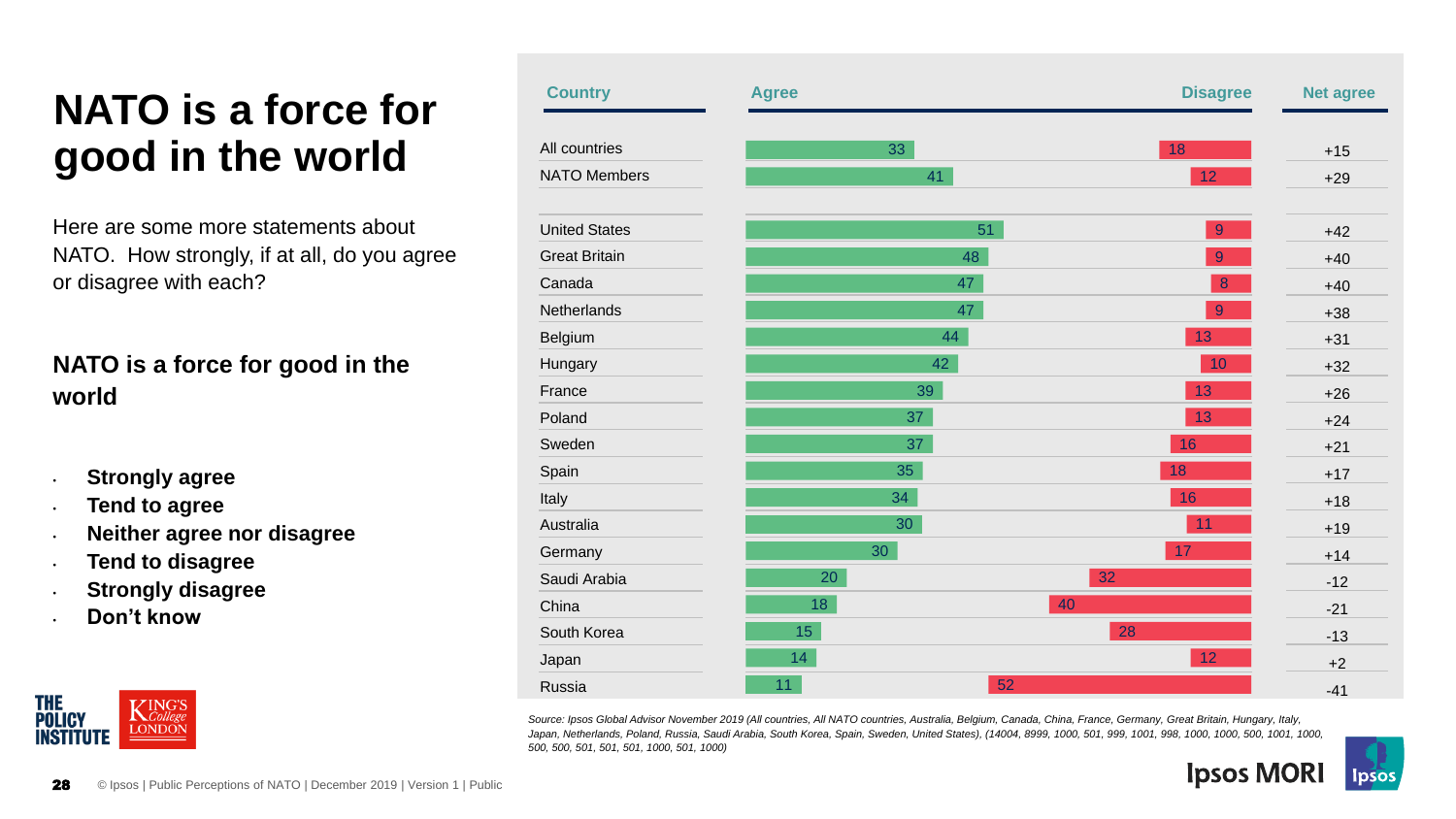# NATO is a force for good in the world

Here are some more statements about NATO. How strongly, if at all, do you agree or disagree with each?

**NATO is a force for good in the world**

- **Strongly agree**
- **Tend to agree**
- **Neither agree nor disagree**
- **Tend to disagree**
- **Strongly disagree**
- **Don't know**

| Country | Agree | Disagree | Net agree |
|---|---|---|---|
| All countries | 33 | 18 | +15 |
| NATO Members | 41 | 12 | +29 |
| United States | 51 | 9 | +42 |
| Great Britain | 48 | 9 | +40 |
| Canada | 47 | 8 | +40 |
| Netherlands | 47 | 9 | +38 |
| Belgium | 44 | 13 | +31 |
| Hungary | 42 | 10 | +32 |
| France | 39 | 13 | +26 |
| Poland | 37 | 13 | +24 |
| Sweden | 37 | 16 | +21 |
| Spain | 35 | 18 | +17 |
| Italy | 34 | 16 | +18 |
| Australia | 30 | 11 | +19 |
| Germany | 30 | 17 | +14 |
| Saudi Arabia | 20 | 32 | -12 |
| China | 18 | 40 | -21 |
| South Korea | 15 | 28 | -13 |
| Japan | 14 | 12 | +2 |
| Russia | 11 | 52 | -41 |

*Source: Ipsos Global Advisor November 2019 (All countries, All NATO countries, Australia, Belgium, Canada, China, France, Germany, Great Britain, Hungary, Italy, Japan, Netherlands, Poland, Russia, Saudi Arabia, South Korea, Spain, Sweden, United States), (14004, 8999, 1000, 501, 999, 1001, 998, 1000, 1000, 500, 1001, 1000, 500, 500, 501, 501, 501, 1000, 501, 1000)*

© Ipsos | Public Perceptions of NATO | December 2019 | Version 1 | Public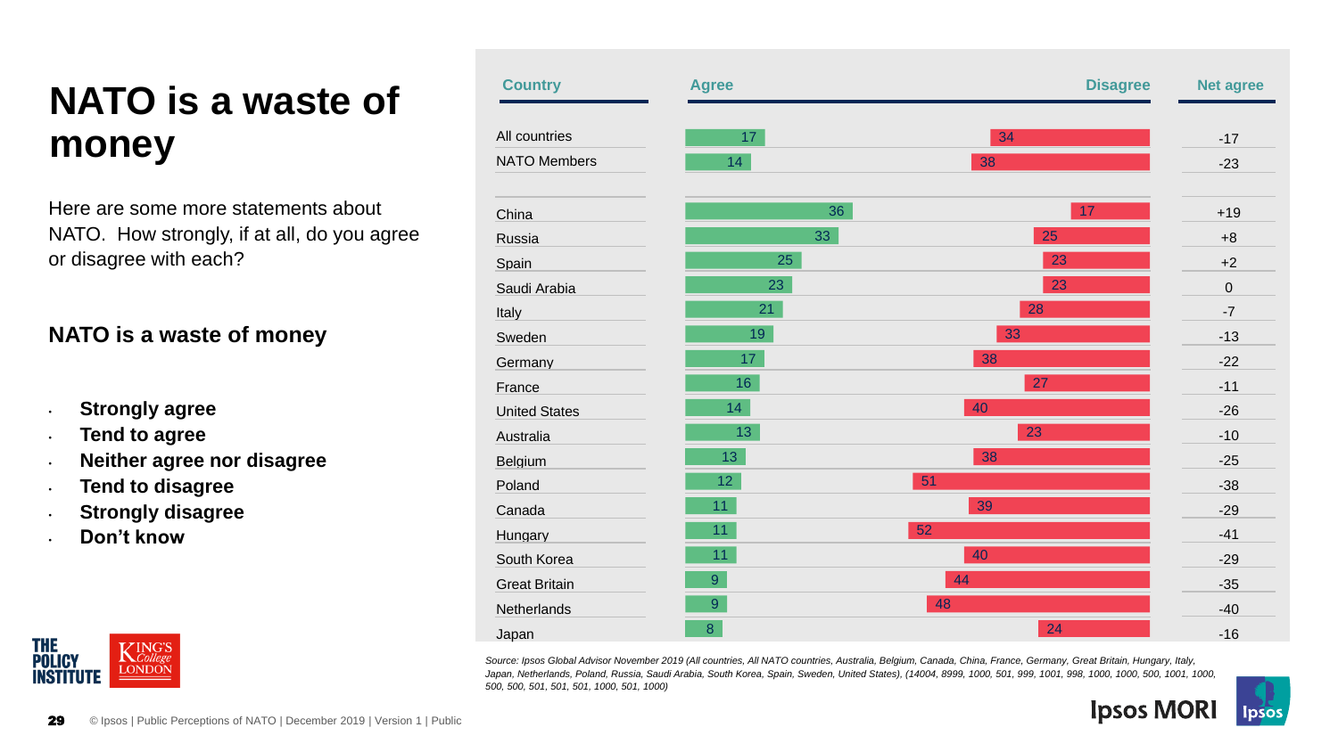# NATO is a waste of money

Here are some more statements about NATO. How strongly, if at all, do you agree or disagree with each?

**NATO is a waste of money**

- **Strongly agree**
- **Tend to agree**
- **Neither agree nor disagree**
- **Tend to disagree**
- **Strongly disagree**
- **Don't know**

| Country | Agree | Disagree | Net agree |
|---|---|---|---|
| All countries | 17 | 34 | -17 |
| NATO Members | 14 | 38 | -23 |
| China | 36 | 17 | +19 |
| Russia | 33 | 25 | +8 |
| Spain | 25 | 23 | +2 |
| Saudi Arabia | 23 | 23 | 0 |
| Italy | 21 | 28 | -7 |
| Sweden | 19 | 33 | -13 |
| Germany | 17 | 38 | -22 |
| France | 16 | 27 | -11 |
| United States | 14 | 40 | -26 |
| Australia | 13 | 23 | -10 |
| Belgium | 13 | 38 | -25 |
| Poland | 12 | 51 | -38 |
| Canada | 11 | 39 | -29 |
| Hungary | 11 | 52 | -41 |
| South Korea | 11 | 40 | -29 |
| Great Britain | 9 | 44 | -35 |
| Netherlands | 9 | 48 | -40 |
| Japan | 8 | 24 | -16 |

*Source: Ipsos Global Advisor November 2019 (All countries, All NATO countries, Australia, Belgium, Canada, China, France, Germany, Great Britain, Hungary, Italy, Japan, Netherlands, Poland, Russia, Saudi Arabia, South Korea, Spain, Sweden, United States), (14004, 8999, 1000, 501, 999, 1001, 998, 1000, 1000, 500, 1001, 1000, 500, 500, 501, 501, 501, 1000, 501, 1000)*

© Ipsos | Public Perceptions of NATO | December 2019 | Version 1 | Public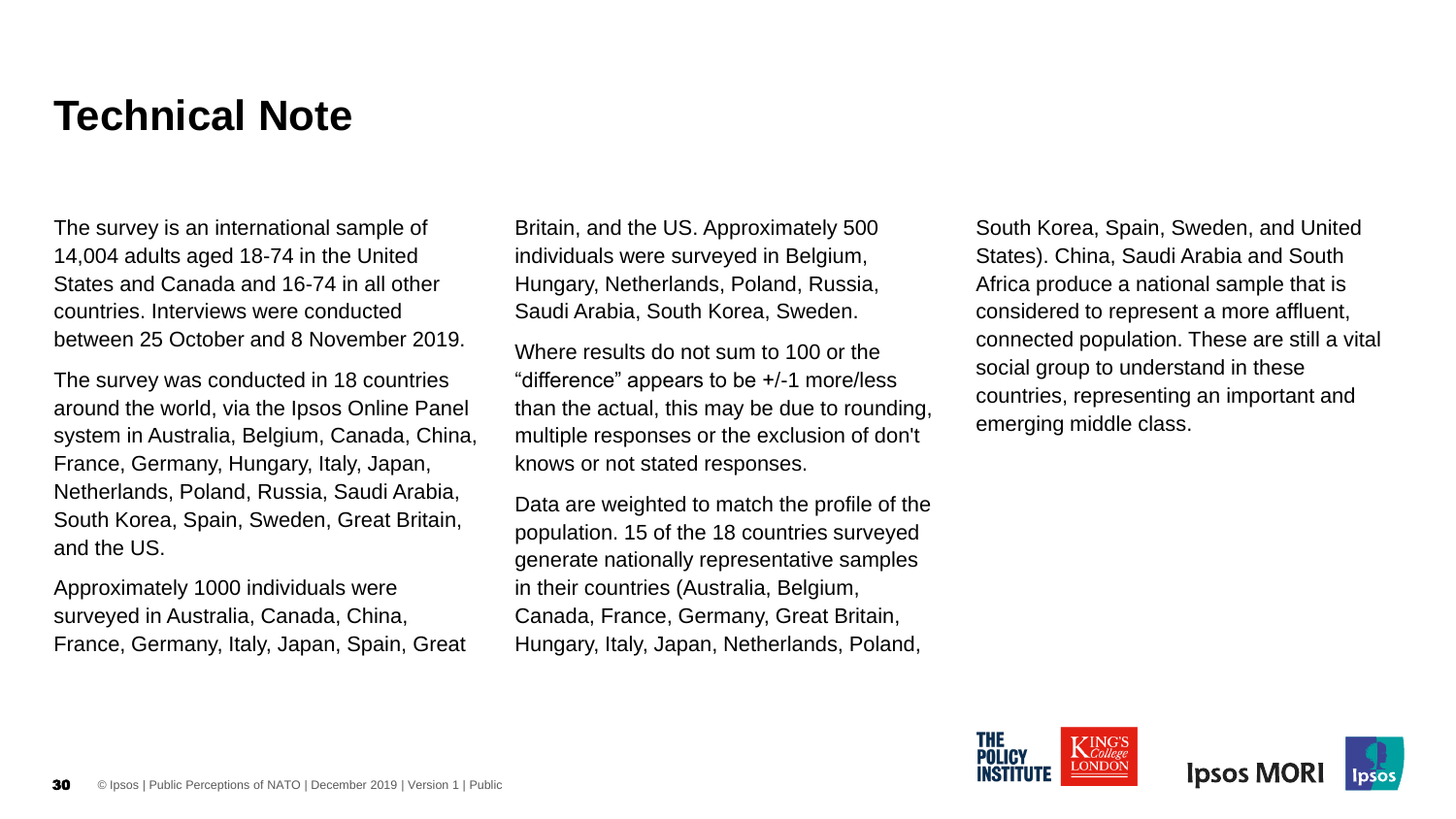# Technical Note

The survey is an international sample of 14,004 adults aged 18-74 in the United States and Canada and 16-74 in all other countries. Interviews were conducted between 25 October and 8 November 2019.

The survey was conducted in 18 countries around the world, via the Ipsos Online Panel system in Australia, Belgium, Canada, China, France, Germany, Hungary, Italy, Japan, Netherlands, Poland, Russia, Saudi Arabia, South Korea, Spain, Sweden, Great Britain, and the US.

Approximately 1000 individuals were surveyed in Australia, Canada, China, France, Germany, Italy, Japan, Spain, Great Britain, and the US. Approximately 500 individuals were surveyed in Belgium, Hungary, Netherlands, Poland, Russia, Saudi Arabia, South Korea, Sweden.

Where results do not sum to 100 or the "difference" appears to be +/-1 more/less than the actual, this may be due to rounding, multiple responses or the exclusion of don't knows or not stated responses.

Data are weighted to match the profile of the population. 15 of the 18 countries surveyed generate nationally representative samples in their countries (Australia, Belgium, Canada, France, Germany, Great Britain, Hungary, Italy, Japan, Netherlands, Poland, South Korea, Spain, Sweden, and United States). China, Saudi Arabia and South Africa produce a national sample that is considered to represent a more affluent, connected population. These are still a vital social group to understand in these countries, representing an important and emerging middle class.